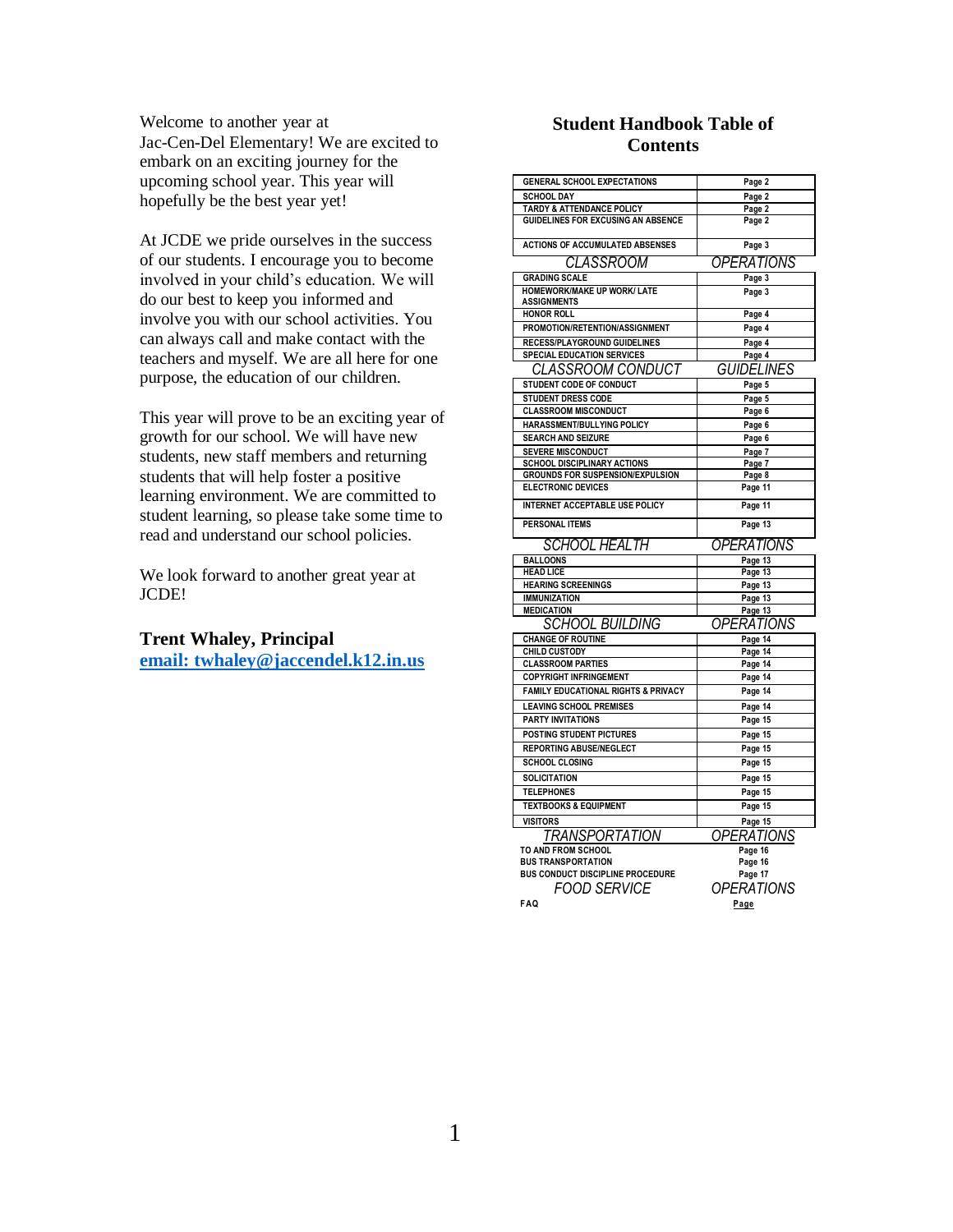Welcome to another year at Jac-Cen-Del Elementary! We are excited to embark on an exciting journey for the upcoming school year. This year will hopefully be the best year yet!

At JCDE we pride ourselves in the success of our students. I encourage you to become involved in your child's education. We will do our best to keep you informed and involve you with our school activities. You can always call and make contact with the teachers and myself. We are all here for one purpose, the education of our children.

This year will prove to be an exciting year of growth for our school. We will have new students, new staff members and returning students that will help foster a positive learning environment. We are committed to student learning, so please take some time to read and understand our school policies.

We look forward to another great year at JCDE!

**Trent Whaley, Principal**
**email: twhaley@jaccendel.k12.in.us**

## Student Handbook Table of Contents

| | |
|---|---|
| GENERAL SCHOOL EXPECTATIONS | Page 2 |
| SCHOOL DAY | Page 2 |
| TARDY & ATTENDANCE POLICY | Page 2 |
| GUIDELINES FOR EXCUSING AN ABSENCE | Page 2 |
| ACTIONS OF ACCUMULATED ABSENSES | Page 3 |
| *CLASSROOM* | *OPERATIONS* |
| GRADING SCALE | Page 3 |
| HOMEWORK/MAKE UP WORK/ LATE ASSIGNMENTS | Page 3 |
| HONOR ROLL | Page 4 |
| PROMOTION/RETENTION/ASSIGNMENT | Page 4 |
| RECESS/PLAYGROUND GUIDELINES | Page 4 |
| SPECIAL EDUCATION SERVICES | Page 4 |
| *CLASSROOM CONDUCT* | *GUIDELINES* |
| STUDENT CODE OF CONDUCT | Page 5 |
| STUDENT DRESS CODE | Page 5 |
| CLASSROOM MISCONDUCT | Page 6 |
| HARASSMENT/BULLYING POLICY | Page 6 |
| SEARCH AND SEIZURE | Page 6 |
| SEVERE MISCONDUCT | Page 7 |
| SCHOOL DISCIPLINARY ACTIONS | Page 7 |
| GROUNDS FOR SUSPENSION/EXPULSION | Page 8 |
| ELECTRONIC DEVICES | Page 11 |
| INTERNET ACCEPTABLE USE POLICY | Page 11 |
| PERSONAL ITEMS | Page 13 |
| *SCHOOL HEALTH* | *OPERATIONS* |
| BALLOONS | Page 13 |
| HEAD LICE | Page 13 |
| HEARING SCREENINGS | Page 13 |
| IMMUNIZATION | Page 13 |
| MEDICATION | Page 13 |
| *SCHOOL BUILDING* | *OPERATIONS* |
| CHANGE OF ROUTINE | Page 14 |
| CHILD CUSTODY | Page 14 |
| CLASSROOM PARTIES | Page 14 |
| COPYRIGHT INFRINGEMENT | Page 14 |
| FAMILY EDUCATIONAL RIGHTS & PRIVACY | Page 14 |
| LEAVING SCHOOL PREMISES | Page 14 |
| PARTY INVITATIONS | Page 15 |
| POSTING STUDENT PICTURES | Page 15 |
| REPORTING ABUSE/NEGLECT | Page 15 |
| SCHOOL CLOSING | Page 15 |
| SOLICITATION | Page 15 |
| TELEPHONES | Page 15 |
| TEXTBOOKS & EQUIPMENT | Page 15 |
| VISITORS | Page 15 |
| *TRANSPORTATION* | *OPERATIONS* |
| TO AND FROM SCHOOL | Page 16 |
| BUS TRANSPORTATION | Page 16 |
| BUS CONDUCT DISCIPLINE PROCEDURE | Page 17 |
| *FOOD SERVICE* | *OPERATIONS* |
| FAQ | Page |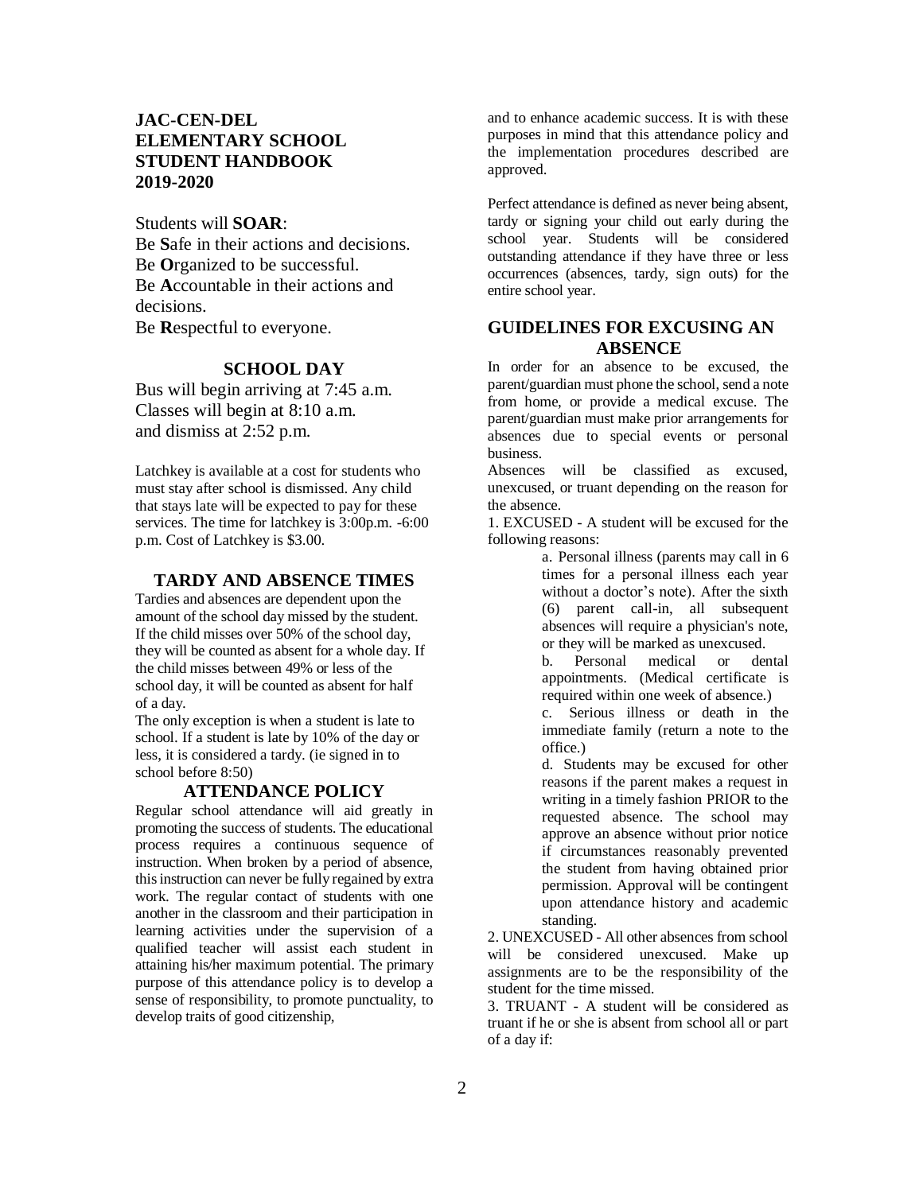## JAC-CEN-DEL ELEMENTARY SCHOOL STUDENT HANDBOOK 2019-2020

Students will **SOAR**:
Be **S**afe in their actions and decisions.
Be **O**rganized to be successful.
Be **A**ccountable in their actions and decisions.
Be **R**espectful to everyone.

## SCHOOL DAY

Bus will begin arriving at 7:45 a.m.
Classes will begin at 8:10 a.m.
and dismiss at 2:52 p.m.

Latchkey is available at a cost for students who must stay after school is dismissed. Any child that stays late will be expected to pay for these services. The time for latchkey is 3:00p.m. -6:00 p.m. Cost of Latchkey is $3.00.

## TARDY AND ABSENCE TIMES

Tardies and absences are dependent upon the amount of the school day missed by the student. If the child misses over 50% of the school day, they will be counted as absent for a whole day. If the child misses between 49% or less of the school day, it will be counted as absent for half of a day.

The only exception is when a student is late to school. If a student is late by 10% of the day or less, it is considered a tardy. (ie signed in to school before 8:50)

## ATTENDANCE POLICY

Regular school attendance will aid greatly in promoting the success of students. The educational process requires a continuous sequence of instruction. When broken by a period of absence, this instruction can never be fully regained by extra work. The regular contact of students with one another in the classroom and their participation in learning activities under the supervision of a qualified teacher will assist each student in attaining his/her maximum potential. The primary purpose of this attendance policy is to develop a sense of responsibility, to promote punctuality, to develop traits of good citizenship, and to enhance academic success. It is with these purposes in mind that this attendance policy and the implementation procedures described are approved.

Perfect attendance is defined as never being absent, tardy or signing your child out early during the school year. Students will be considered outstanding attendance if they have three or less occurrences (absences, tardy, sign outs) for the entire school year.

## GUIDELINES FOR EXCUSING AN ABSENCE

In order for an absence to be excused, the parent/guardian must phone the school, send a note from home, or provide a medical excuse. The parent/guardian must make prior arrangements for absences due to special events or personal business.

Absences will be classified as excused, unexcused, or truant depending on the reason for the absence.

1. EXCUSED - A student will be excused for the following reasons:
   - a. Personal illness (parents may call in 6 times for a personal illness each year without a doctor's note). After the sixth (6) parent call-in, all subsequent absences will require a physician's note, or they will be marked as unexcused.
   - b. Personal medical or dental appointments. (Medical certificate is required within one week of absence.)
   - c. Serious illness or death in the immediate family (return a note to the office.)
   - d. Students may be excused for other reasons if the parent makes a request in writing in a timely fashion PRIOR to the requested absence. The school may approve an absence without prior notice if circumstances reasonably prevented the student from having obtained prior permission. Approval will be contingent upon attendance history and academic standing.
2. UNEXCUSED - All other absences from school will be considered unexcused. Make up assignments are to be the responsibility of the student for the time missed.
3. TRUANT - A student will be considered as truant if he or she is absent from school all or part of a day if: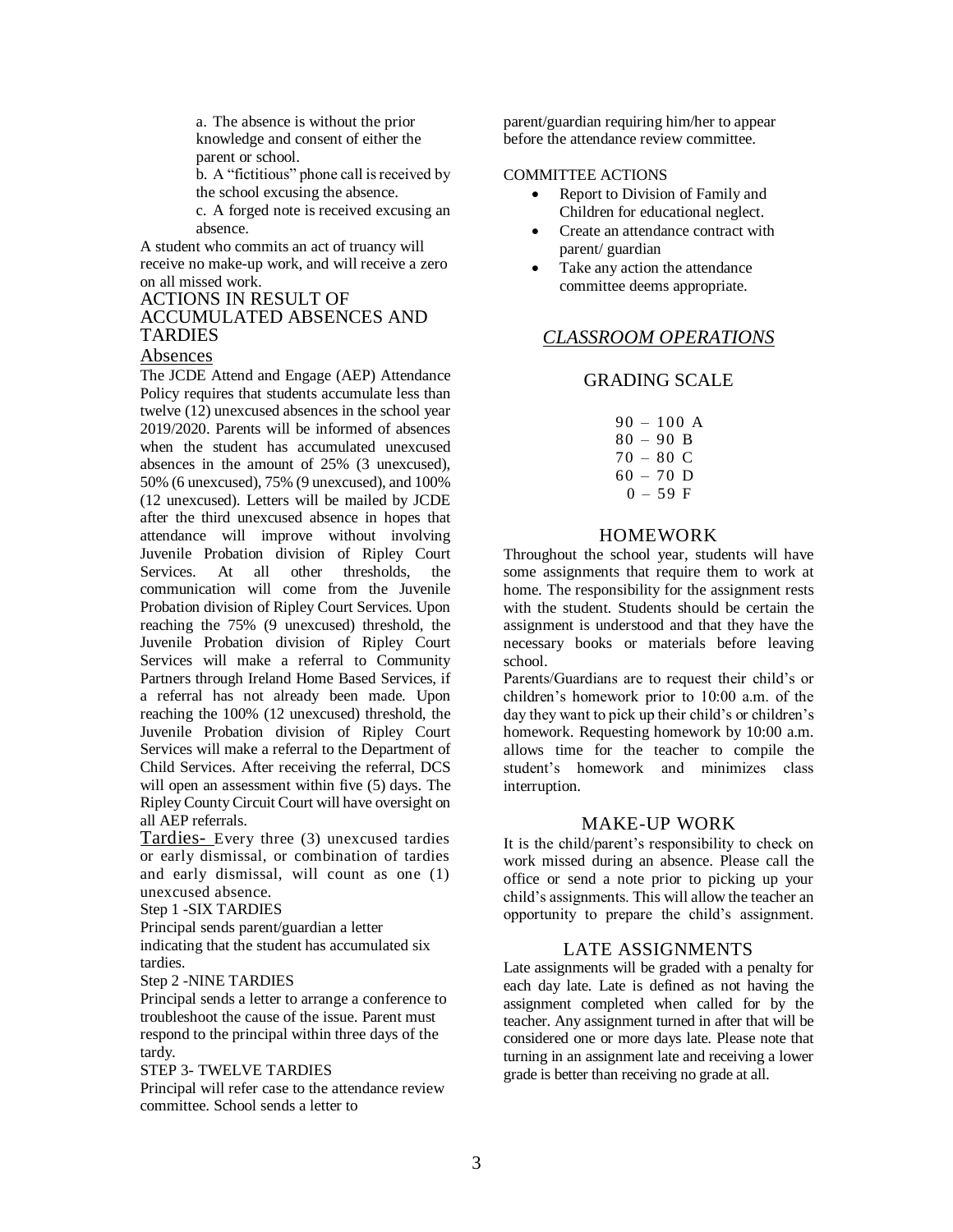a. The absence is without the prior knowledge and consent of either the parent or school.

b. A "fictitious" phone call is received by the school excusing the absence.

c. A forged note is received excusing an absence.

A student who commits an act of truancy will receive no make-up work, and will receive a zero on all missed work.

## ACTIONS IN RESULT OF ACCUMULATED ABSENCES AND TARDIES

### Absences

The JCDE Attend and Engage (AEP) Attendance Policy requires that students accumulate less than twelve (12) unexcused absences in the school year 2019/2020. Parents will be informed of absences when the student has accumulated unexcused absences in the amount of 25% (3 unexcused), 50% (6 unexcused), 75% (9 unexcused), and 100% (12 unexcused). Letters will be mailed by JCDE after the third unexcused absence in hopes that attendance will improve without involving Juvenile Probation division of Ripley Court Services. At all other thresholds, the communication will come from the Juvenile Probation division of Ripley Court Services. Upon reaching the 75% (9 unexcused) threshold, the Juvenile Probation division of Ripley Court Services will make a referral to Community Partners through Ireland Home Based Services, if a referral has not already been made. Upon reaching the 100% (12 unexcused) threshold, the Juvenile Probation division of Ripley Court Services will make a referral to the Department of Child Services. After receiving the referral, DCS will open an assessment within five (5) days. The Ripley County Circuit Court will have oversight on all AEP referrals.

Tardies- Every three (3) unexcused tardies or early dismissal, or combination of tardies and early dismissal, will count as one (1) unexcused absence.

Step 1 -SIX TARDIES

Principal sends parent/guardian a letter indicating that the student has accumulated six tardies.

Step 2 -NINE TARDIES

Principal sends a letter to arrange a conference to troubleshoot the cause of the issue. Parent must respond to the principal within three days of the tardy.

STEP 3- TWELVE TARDIES

Principal will refer case to the attendance review committee. School sends a letter to parent/guardian requiring him/her to appear before the attendance review committee.

COMMITTEE ACTIONS

- Report to Division of Family and Children for educational neglect.
- Create an attendance contract with parent/ guardian
- Take any action the attendance committee deems appropriate.

## *CLASSROOM OPERATIONS*

### GRADING SCALE

90 – 100 A
80 – 90 B
70 – 80 C
60 – 70 D
0 – 59 F

### HOMEWORK

Throughout the school year, students will have some assignments that require them to work at home. The responsibility for the assignment rests with the student. Students should be certain the assignment is understood and that they have the necessary books or materials before leaving school.

Parents/Guardians are to request their child's or children's homework prior to 10:00 a.m. of the day they want to pick up their child's or children's homework. Requesting homework by 10:00 a.m. allows time for the teacher to compile the student's homework and minimizes class interruption.

### MAKE-UP WORK

It is the child/parent's responsibility to check on work missed during an absence. Please call the office or send a note prior to picking up your child's assignments. This will allow the teacher an opportunity to prepare the child's assignment.

### LATE ASSIGNMENTS

Late assignments will be graded with a penalty for each day late. Late is defined as not having the assignment completed when called for by the teacher. Any assignment turned in after that will be considered one or more days late. Please note that turning in an assignment late and receiving a lower grade is better than receiving no grade at all.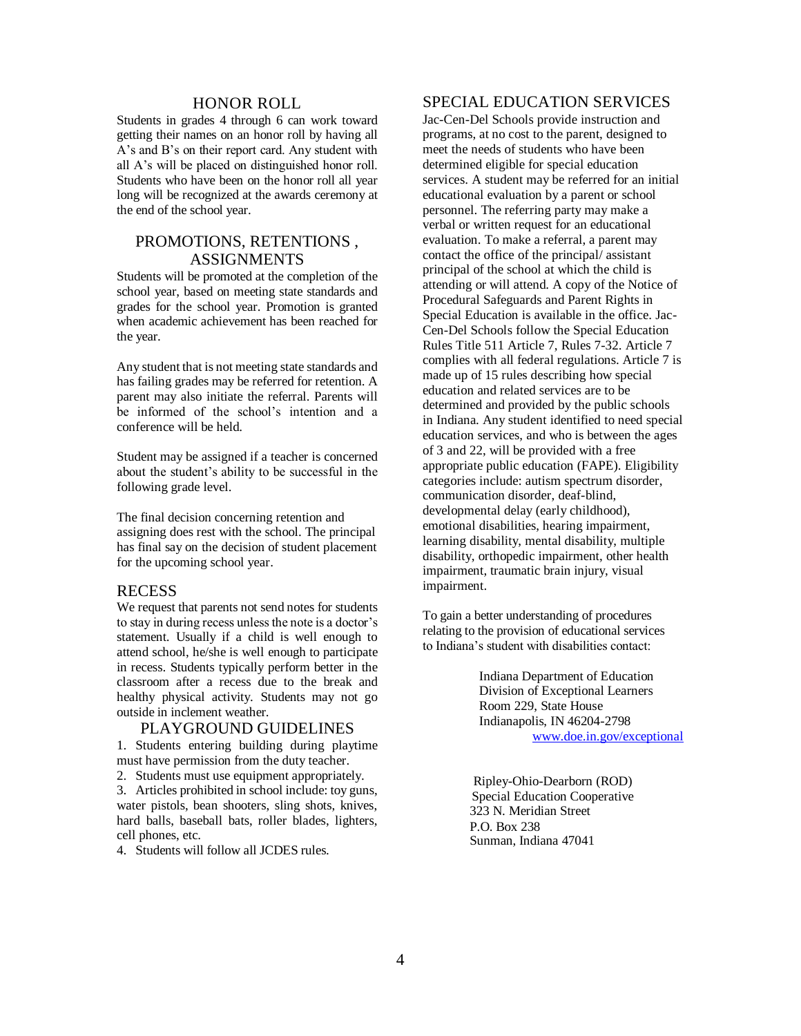## HONOR ROLL

Students in grades 4 through 6 can work toward getting their names on an honor roll by having all A's and B's on their report card. Any student with all A's will be placed on distinguished honor roll. Students who have been on the honor roll all year long will be recognized at the awards ceremony at the end of the school year.

## PROMOTIONS, RETENTIONS , ASSIGNMENTS

Students will be promoted at the completion of the school year, based on meeting state standards and grades for the school year. Promotion is granted when academic achievement has been reached for the year.

Any student that is not meeting state standards and has failing grades may be referred for retention. A parent may also initiate the referral. Parents will be informed of the school's intention and a conference will be held.

Student may be assigned if a teacher is concerned about the student's ability to be successful in the following grade level.

The final decision concerning retention and assigning does rest with the school. The principal has final say on the decision of student placement for the upcoming school year.

## RECESS

We request that parents not send notes for students to stay in during recess unless the note is a doctor's statement. Usually if a child is well enough to attend school, he/she is well enough to participate in recess. Students typically perform better in the classroom after a recess due to the break and healthy physical activity. Students may not go outside in inclement weather.

## PLAYGROUND GUIDELINES

1. Students entering building during playtime must have permission from the duty teacher.
2. Students must use equipment appropriately.
3. Articles prohibited in school include: toy guns, water pistols, bean shooters, sling shots, knives, hard balls, baseball bats, roller blades, lighters, cell phones, etc.
4. Students will follow all JCDES rules.

## SPECIAL EDUCATION SERVICES

Jac-Cen-Del Schools provide instruction and programs, at no cost to the parent, designed to meet the needs of students who have been determined eligible for special education services. A student may be referred for an initial educational evaluation by a parent or school personnel. The referring party may make a verbal or written request for an educational evaluation. To make a referral, a parent may contact the office of the principal/ assistant principal of the school at which the child is attending or will attend. A copy of the Notice of Procedural Safeguards and Parent Rights in Special Education is available in the office. Jac-Cen-Del Schools follow the Special Education Rules Title 511 Article 7, Rules 7-32. Article 7 complies with all federal regulations. Article 7 is made up of 15 rules describing how special education and related services are to be determined and provided by the public schools in Indiana. Any student identified to need special education services, and who is between the ages of 3 and 22, will be provided with a free appropriate public education (FAPE). Eligibility categories include: autism spectrum disorder, communication disorder, deaf-blind, developmental delay (early childhood), emotional disabilities, hearing impairment, learning disability, mental disability, multiple disability, orthopedic impairment, other health impairment, traumatic brain injury, visual impairment.

To gain a better understanding of procedures relating to the provision of educational services to Indiana's student with disabilities contact:

Indiana Department of Education
Division of Exceptional Learners
Room 229, State House
Indianapolis, IN 46204-2798
www.doe.in.gov/exceptional

Ripley-Ohio-Dearborn (ROD)
Special Education Cooperative
323 N. Meridian Street
P.O. Box 238
Sunman, Indiana 47041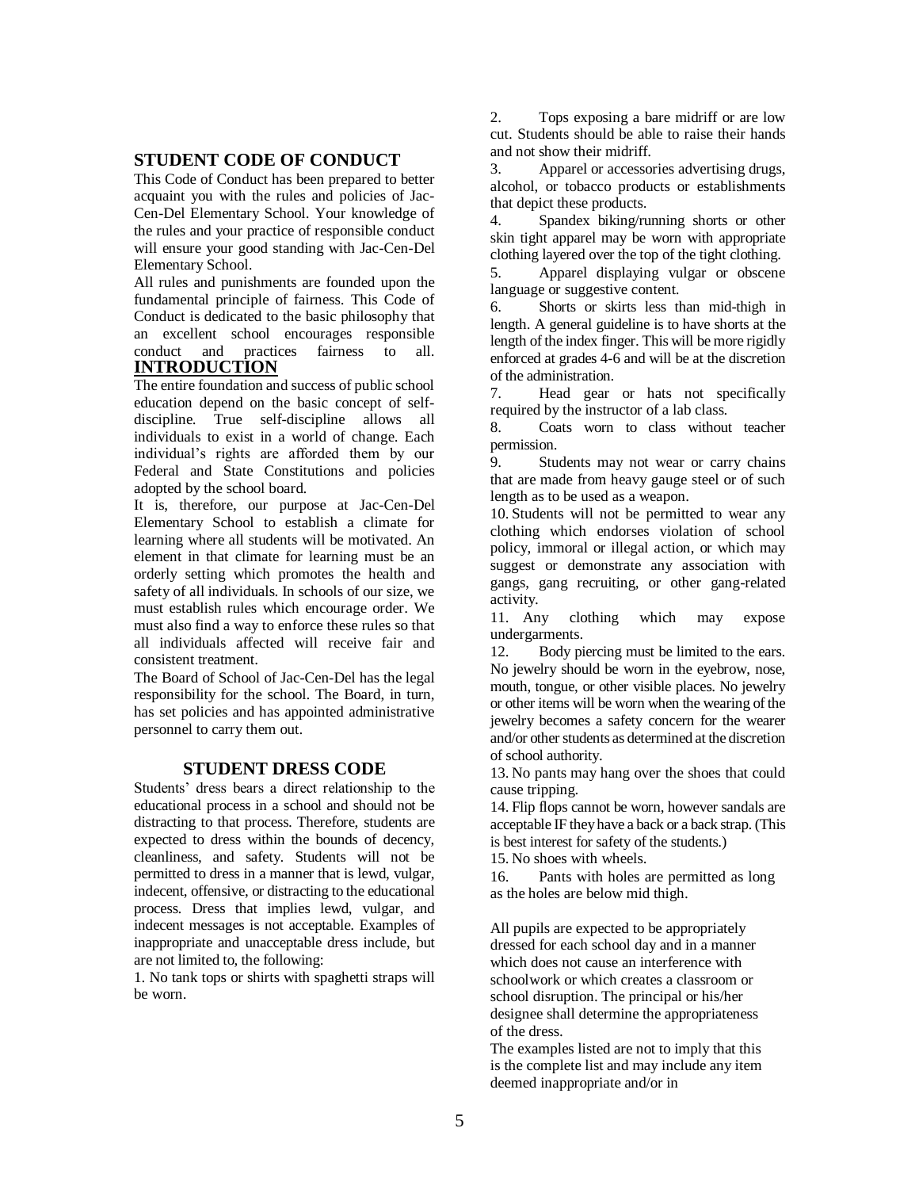## STUDENT CODE OF CONDUCT

This Code of Conduct has been prepared to better acquaint you with the rules and policies of Jac-Cen-Del Elementary School. Your knowledge of the rules and your practice of responsible conduct will ensure your good standing with Jac-Cen-Del Elementary School.

All rules and punishments are founded upon the fundamental principle of fairness. This Code of Conduct is dedicated to the basic philosophy that an excellent school encourages responsible conduct and practices fairness to all.

## INTRODUCTION

The entire foundation and success of public school education depend on the basic concept of self-discipline. True self-discipline allows all individuals to exist in a world of change. Each individual's rights are afforded them by our Federal and State Constitutions and policies adopted by the school board.

It is, therefore, our purpose at Jac-Cen-Del Elementary School to establish a climate for learning where all students will be motivated. An element in that climate for learning must be an orderly setting which promotes the health and safety of all individuals. In schools of our size, we must establish rules which encourage order. We must also find a way to enforce these rules so that all individuals affected will receive fair and consistent treatment.

The Board of School of Jac-Cen-Del has the legal responsibility for the school. The Board, in turn, has set policies and has appointed administrative personnel to carry them out.

## STUDENT DRESS CODE

Students' dress bears a direct relationship to the educational process in a school and should not be distracting to that process. Therefore, students are expected to dress within the bounds of decency, cleanliness, and safety. Students will not be permitted to dress in a manner that is lewd, vulgar, indecent, offensive, or distracting to the educational process. Dress that implies lewd, vulgar, and indecent messages is not acceptable. Examples of inappropriate and unacceptable dress include, but are not limited to, the following:

1. No tank tops or shirts with spaghetti straps will be worn.
2. Tops exposing a bare midriff or are low cut. Students should be able to raise their hands and not show their midriff.
3. Apparel or accessories advertising drugs, alcohol, or tobacco products or establishments that depict these products.
4. Spandex biking/running shorts or other skin tight apparel may be worn with appropriate clothing layered over the top of the tight clothing.
5. Apparel displaying vulgar or obscene language or suggestive content.
6. Shorts or skirts less than mid-thigh in length. A general guideline is to have shorts at the length of the index finger. This will be more rigidly enforced at grades 4-6 and will be at the discretion of the administration.
7. Head gear or hats not specifically required by the instructor of a lab class.
8. Coats worn to class without teacher permission.
9. Students may not wear or carry chains that are made from heavy gauge steel or of such length as to be used as a weapon.
10. Students will not be permitted to wear any clothing which endorses violation of school policy, immoral or illegal action, or which may suggest or demonstrate any association with gangs, gang recruiting, or other gang-related activity.
11. Any clothing which may expose undergarments.
12. Body piercing must be limited to the ears. No jewelry should be worn in the eyebrow, nose, mouth, tongue, or other visible places. No jewelry or other items will be worn when the wearing of the jewelry becomes a safety concern for the wearer and/or other students as determined at the discretion of school authority.
13. No pants may hang over the shoes that could cause tripping.
14. Flip flops cannot be worn, however sandals are acceptable IF they have a back or a back strap. (This is best interest for safety of the students.)
15. No shoes with wheels.
16. Pants with holes are permitted as long as the holes are below mid thigh.

All pupils are expected to be appropriately dressed for each school day and in a manner which does not cause an interference with schoolwork or which creates a classroom or school disruption. The principal or his/her designee shall determine the appropriateness of the dress.

The examples listed are not to imply that this is the complete list and may include any item deemed inappropriate and/or in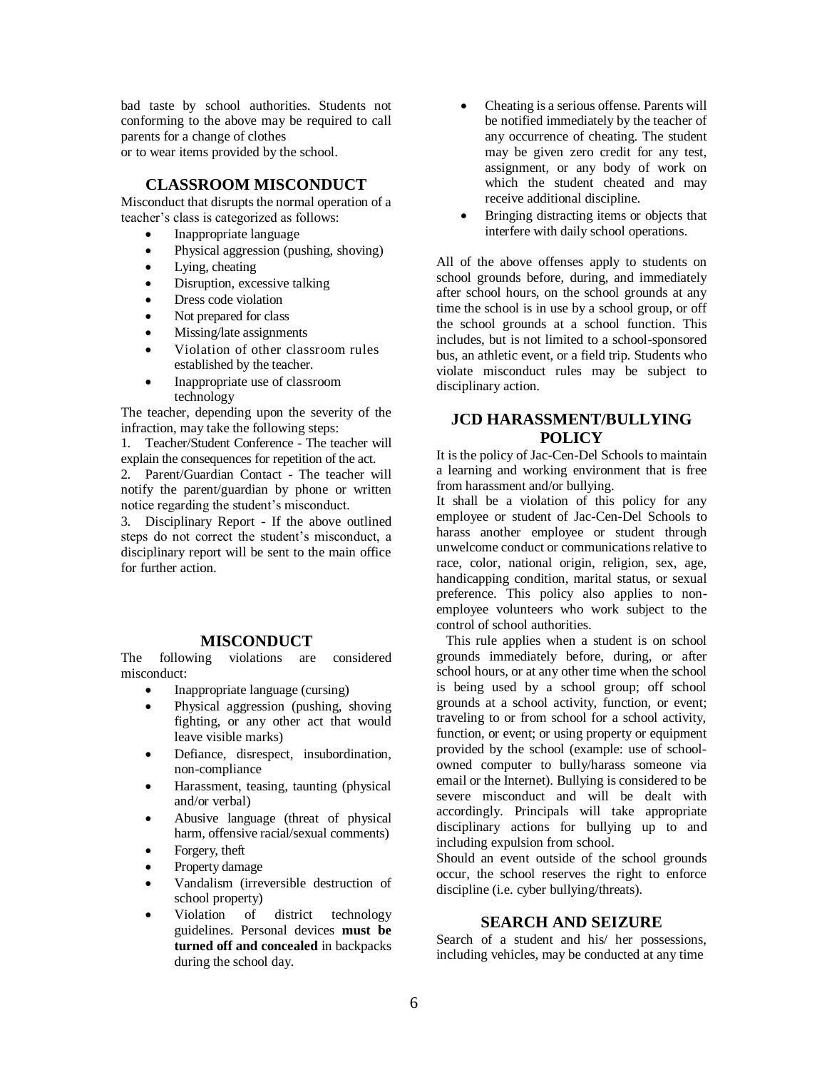bad taste by school authorities. Students not conforming to the above may be required to call parents for a change of clothes
or to wear items provided by the school.

## CLASSROOM MISCONDUCT

Misconduct that disrupts the normal operation of a teacher's class is categorized as follows:

- Inappropriate language
- Physical aggression (pushing, shoving)
- Lying, cheating
- Disruption, excessive talking
- Dress code violation
- Not prepared for class
- Missing/late assignments
- Violation of other classroom rules established by the teacher.
- Inappropriate use of classroom technology

The teacher, depending upon the severity of the infraction, may take the following steps:

1. Teacher/Student Conference - The teacher will explain the consequences for repetition of the act.
2. Parent/Guardian Contact - The teacher will notify the parent/guardian by phone or written notice regarding the student's misconduct.
3. Disciplinary Report - If the above outlined steps do not correct the student's misconduct, a disciplinary report will be sent to the main office for further action.

## MISCONDUCT

The following violations are considered misconduct:

- Inappropriate language (cursing)
- Physical aggression (pushing, shoving fighting, or any other act that would leave visible marks)
- Defiance, disrespect, insubordination, non-compliance
- Harassment, teasing, taunting (physical and/or verbal)
- Abusive language (threat of physical harm, offensive racial/sexual comments)
- Forgery, theft
- Property damage
- Vandalism (irreversible destruction of school property)
- Violation of district technology guidelines. Personal devices **must be turned off and concealed** in backpacks during the school day.
- Cheating is a serious offense. Parents will be notified immediately by the teacher of any occurrence of cheating. The student may be given zero credit for any test, assignment, or any body of work on which the student cheated and may receive additional discipline.
- Bringing distracting items or objects that interfere with daily school operations.

All of the above offenses apply to students on school grounds before, during, and immediately after school hours, on the school grounds at any time the school is in use by a school group, or off the school grounds at a school function. This includes, but is not limited to a school-sponsored bus, an athletic event, or a field trip. Students who violate misconduct rules may be subject to disciplinary action.

## JCD HARASSMENT/BULLYING POLICY

It is the policy of Jac-Cen-Del Schools to maintain a learning and working environment that is free from harassment and/or bullying.

It shall be a violation of this policy for any employee or student of Jac-Cen-Del Schools to harass another employee or student through unwelcome conduct or communications relative to race, color, national origin, religion, sex, age, handicapping condition, marital status, or sexual preference. This policy also applies to non-employee volunteers who work subject to the control of school authorities.

This rule applies when a student is on school grounds immediately before, during, or after school hours, or at any other time when the school is being used by a school group; off school grounds at a school activity, function, or event; traveling to or from school for a school activity, function, or event; or using property or equipment provided by the school (example: use of school-owned computer to bully/harass someone via email or the Internet). Bullying is considered to be severe misconduct and will be dealt with accordingly. Principals will take appropriate disciplinary actions for bullying up to and including expulsion from school.

Should an event outside of the school grounds occur, the school reserves the right to enforce discipline (i.e. cyber bullying/threats).

## SEARCH AND SEIZURE

Search of a student and his/ her possessions, including vehicles, may be conducted at any time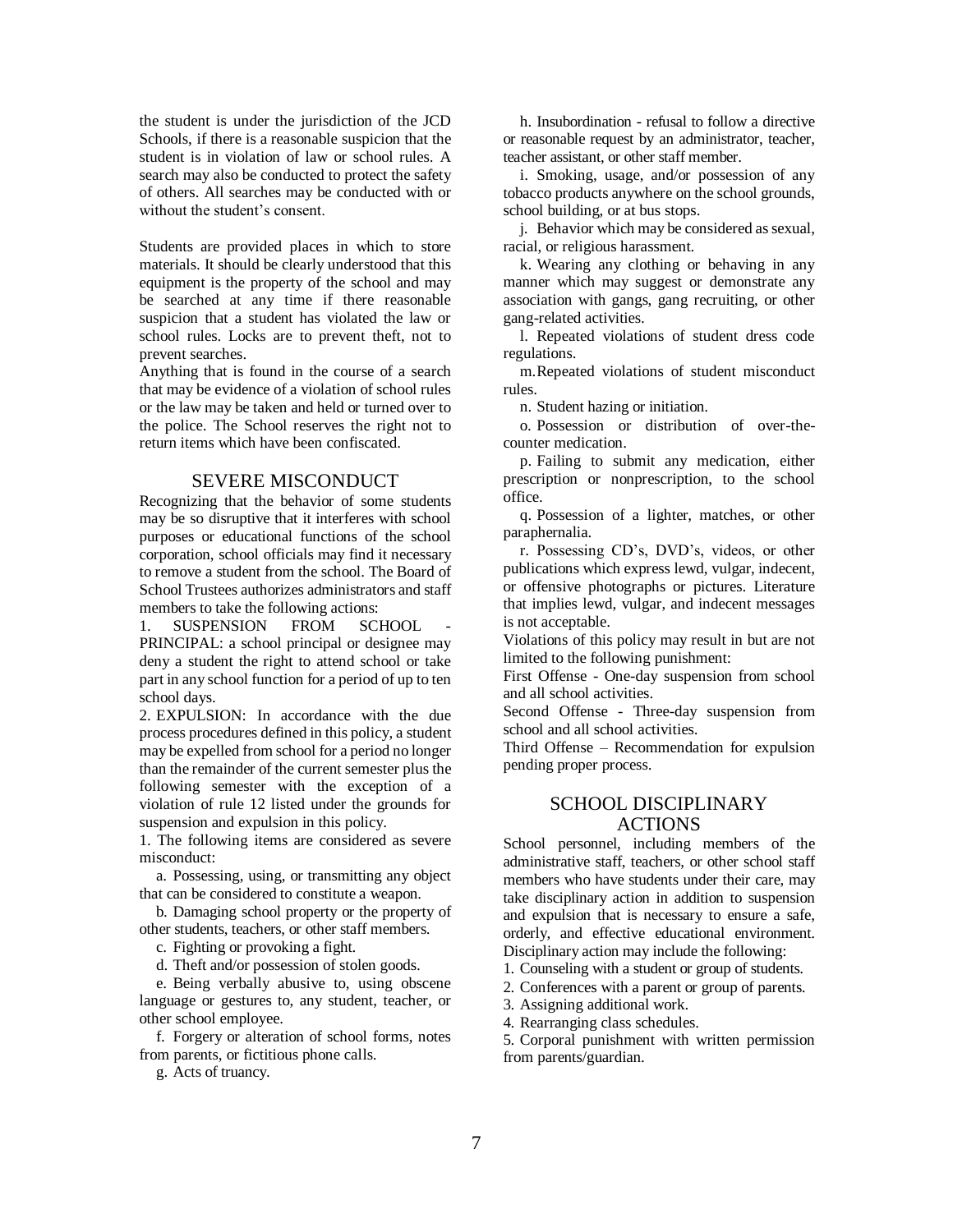the student is under the jurisdiction of the JCD Schools, if there is a reasonable suspicion that the student is in violation of law or school rules. A search may also be conducted to protect the safety of others. All searches may be conducted with or without the student's consent.

Students are provided places in which to store materials. It should be clearly understood that this equipment is the property of the school and may be searched at any time if there reasonable suspicion that a student has violated the law or school rules. Locks are to prevent theft, not to prevent searches.

Anything that is found in the course of a search that may be evidence of a violation of school rules or the law may be taken and held or turned over to the police. The School reserves the right not to return items which have been confiscated.

## SEVERE MISCONDUCT

Recognizing that the behavior of some students may be so disruptive that it interferes with school purposes or educational functions of the school corporation, school officials may find it necessary to remove a student from the school. The Board of School Trustees authorizes administrators and staff members to take the following actions:

1. SUSPENSION FROM SCHOOL - PRINCIPAL: a school principal or designee may deny a student the right to attend school or take part in any school function for a period of up to ten school days.

2. EXPULSION: In accordance with the due process procedures defined in this policy, a student may be expelled from school for a period no longer than the remainder of the current semester plus the following semester with the exception of a violation of rule 12 listed under the grounds for suspension and expulsion in this policy.

1. The following items are considered as severe misconduct:

a. Possessing, using, or transmitting any object that can be considered to constitute a weapon.

b. Damaging school property or the property of other students, teachers, or other staff members.

c. Fighting or provoking a fight.

d. Theft and/or possession of stolen goods.

e. Being verbally abusive to, using obscene language or gestures to, any student, teacher, or other school employee.

f. Forgery or alteration of school forms, notes from parents, or fictitious phone calls.

g. Acts of truancy.

h. Insubordination - refusal to follow a directive or reasonable request by an administrator, teacher, teacher assistant, or other staff member.

i. Smoking, usage, and/or possession of any tobacco products anywhere on the school grounds, school building, or at bus stops.

j. Behavior which may be considered as sexual, racial, or religious harassment.

k. Wearing any clothing or behaving in any manner which may suggest or demonstrate any association with gangs, gang recruiting, or other gang-related activities.

l. Repeated violations of student dress code regulations.

m. Repeated violations of student misconduct rules.

n. Student hazing or initiation.

o. Possession or distribution of over-the-counter medication.

p. Failing to submit any medication, either prescription or nonprescription, to the school office.

q. Possession of a lighter, matches, or other paraphernalia.

r. Possessing CD's, DVD's, videos, or other publications which express lewd, vulgar, indecent, or offensive photographs or pictures. Literature that implies lewd, vulgar, and indecent messages is not acceptable.

Violations of this policy may result in but are not limited to the following punishment:

First Offense - One-day suspension from school and all school activities.

Second Offense - Three-day suspension from school and all school activities.

Third Offense – Recommendation for expulsion pending proper process.

## SCHOOL DISCIPLINARY ACTIONS

School personnel, including members of the administrative staff, teachers, or other school staff members who have students under their care, may take disciplinary action in addition to suspension and expulsion that is necessary to ensure a safe, orderly, and effective educational environment. Disciplinary action may include the following:

1. Counseling with a student or group of students.
2. Conferences with a parent or group of parents.
3. Assigning additional work.
4. Rearranging class schedules.
5. Corporal punishment with written permission from parents/guardian.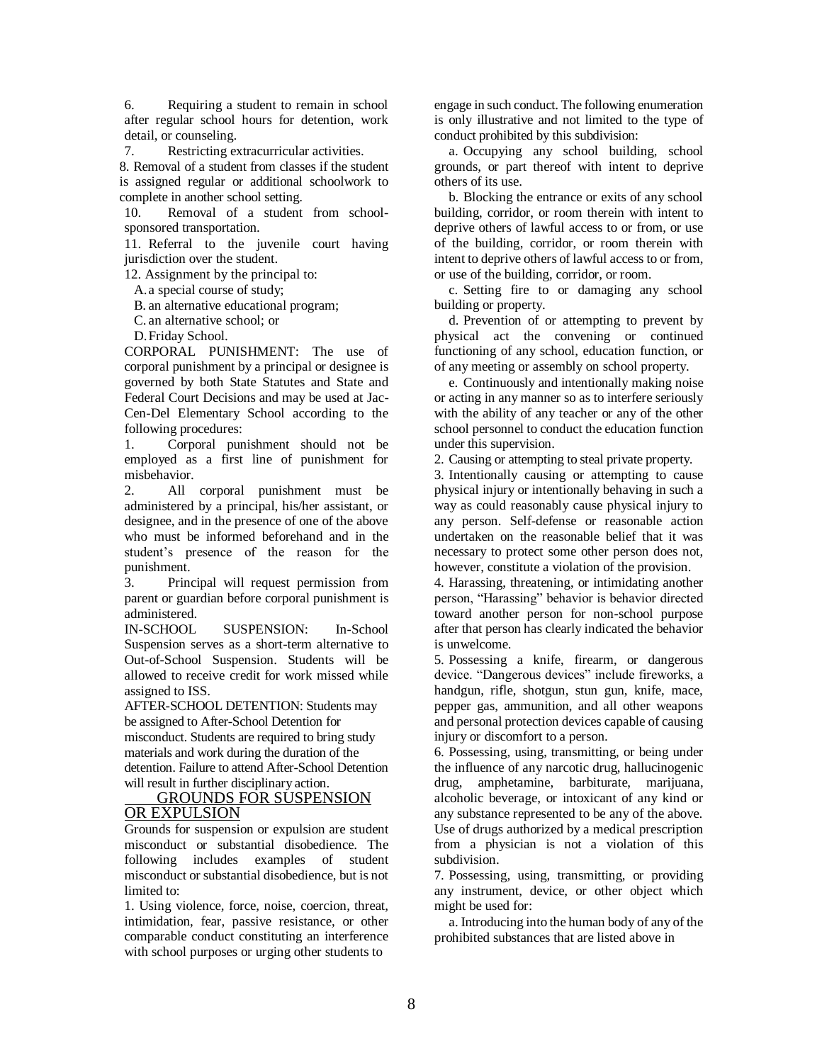6. Requiring a student to remain in school after regular school hours for detention, work detail, or counseling.

7. Restricting extracurricular activities.

8. Removal of a student from classes if the student is assigned regular or additional schoolwork to complete in another school setting.

10. Removal of a student from school-sponsored transportation.

11. Referral to the juvenile court having jurisdiction over the student.

12. Assignment by the principal to:

A. a special course of study;
B. an alternative educational program;
C. an alternative school; or
D. Friday School.

CORPORAL PUNISHMENT: The use of corporal punishment by a principal or designee is governed by both State Statutes and State and Federal Court Decisions and may be used at Jac-Cen-Del Elementary School according to the following procedures:

1. Corporal punishment should not be employed as a first line of punishment for misbehavior.
2. All corporal punishment must be administered by a principal, his/her assistant, or designee, and in the presence of one of the above who must be informed beforehand and in the student's presence of the reason for the punishment.
3. Principal will request permission from parent or guardian before corporal punishment is administered.

IN-SCHOOL SUSPENSION: In-School Suspension serves as a short-term alternative to Out-of-School Suspension. Students will be allowed to receive credit for work missed while assigned to ISS.

AFTER-SCHOOL DETENTION: Students may be assigned to After-School Detention for misconduct. Students are required to bring study materials and work during the duration of the detention. Failure to attend After-School Detention will result in further disciplinary action.

## GROUNDS FOR SUSPENSION OR EXPULSION

Grounds for suspension or expulsion are student misconduct or substantial disobedience. The following includes examples of student misconduct or substantial disobedience, but is not limited to:

1. Using violence, force, noise, coercion, threat, intimidation, fear, passive resistance, or other comparable conduct constituting an interference with school purposes or urging other students to engage in such conduct. The following enumeration is only illustrative and not limited to the type of conduct prohibited by this subdivision:

a. Occupying any school building, school grounds, or part thereof with intent to deprive others of its use.

b. Blocking the entrance or exits of any school building, corridor, or room therein with intent to deprive others of lawful access to or from, or use of the building, corridor, or room therein with intent to deprive others of lawful access to or from, or use of the building, corridor, or room.

c. Setting fire to or damaging any school building or property.

d. Prevention of or attempting to prevent by physical act the convening or continued functioning of any school, education function, or of any meeting or assembly on school property.

e. Continuously and intentionally making noise or acting in any manner so as to interfere seriously with the ability of any teacher or any of the other school personnel to conduct the education function under this supervision.

2. Causing or attempting to steal private property.

3. Intentionally causing or attempting to cause physical injury or intentionally behaving in such a way as could reasonably cause physical injury to any person. Self-defense or reasonable action undertaken on the reasonable belief that it was necessary to protect some other person does not, however, constitute a violation of the provision.

4. Harassing, threatening, or intimidating another person, "Harassing" behavior is behavior directed toward another person for non-school purpose after that person has clearly indicated the behavior is unwelcome.

5. Possessing a knife, firearm, or dangerous device. "Dangerous devices" include fireworks, a handgun, rifle, shotgun, stun gun, knife, mace, pepper gas, ammunition, and all other weapons and personal protection devices capable of causing injury or discomfort to a person.

6. Possessing, using, transmitting, or being under the influence of any narcotic drug, hallucinogenic drug, amphetamine, barbiturate, marijuana, alcoholic beverage, or intoxicant of any kind or any substance represented to be any of the above. Use of drugs authorized by a medical prescription from a physician is not a violation of this subdivision.

7. Possessing, using, transmitting, or providing any instrument, device, or other object which might be used for:

a. Introducing into the human body of any of the prohibited substances that are listed above in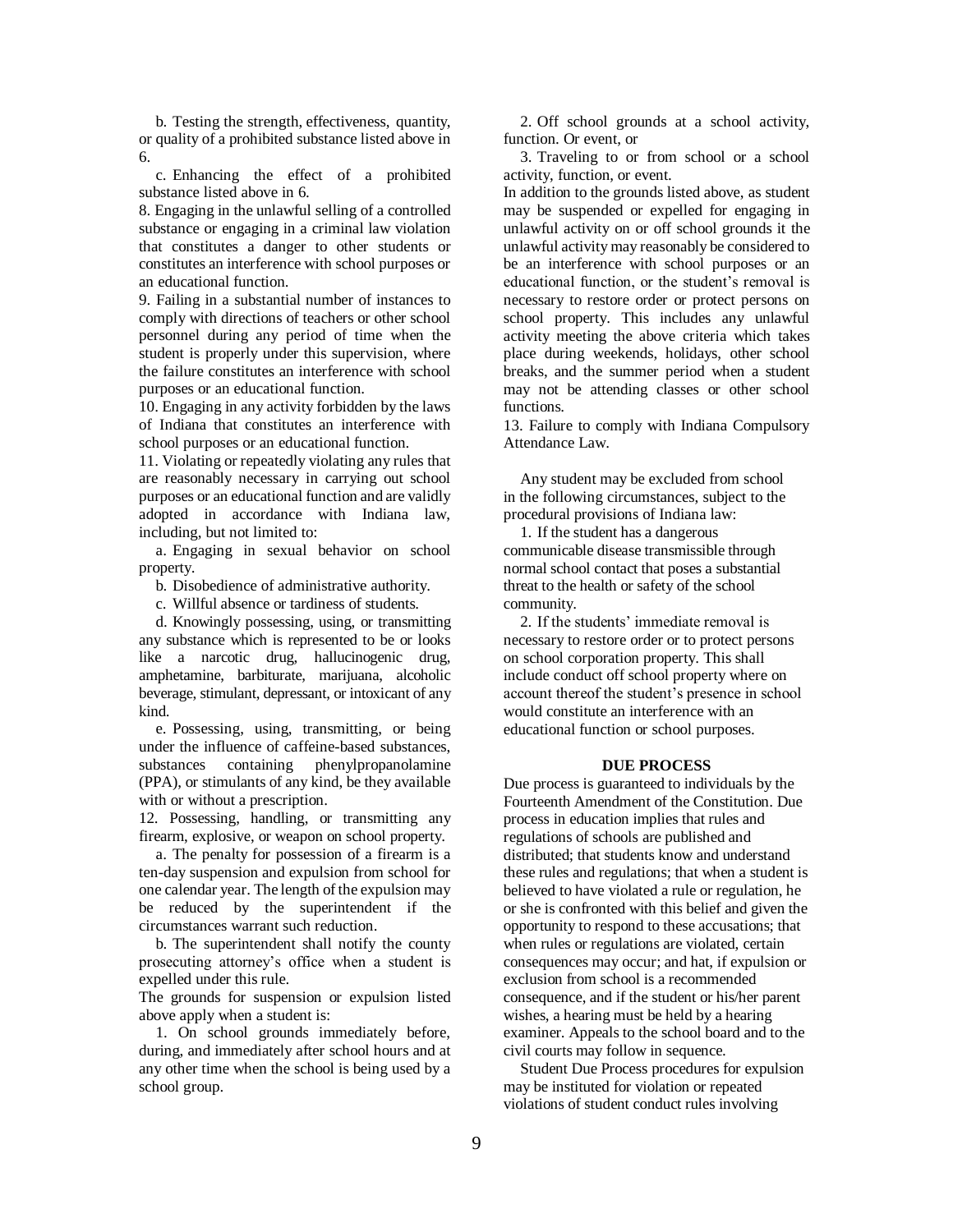b. Testing the strength, effectiveness, quantity, or quality of a prohibited substance listed above in 6.

c. Enhancing the effect of a prohibited substance listed above in 6.

8. Engaging in the unlawful selling of a controlled substance or engaging in a criminal law violation that constitutes a danger to other students or constitutes an interference with school purposes or an educational function.

9. Failing in a substantial number of instances to comply with directions of teachers or other school personnel during any period of time when the student is properly under this supervision, where the failure constitutes an interference with school purposes or an educational function.

10. Engaging in any activity forbidden by the laws of Indiana that constitutes an interference with school purposes or an educational function.

11. Violating or repeatedly violating any rules that are reasonably necessary in carrying out school purposes or an educational function and are validly adopted in accordance with Indiana law, including, but not limited to:

a. Engaging in sexual behavior on school property.

b. Disobedience of administrative authority.

c. Willful absence or tardiness of students.

d. Knowingly possessing, using, or transmitting any substance which is represented to be or looks like a narcotic drug, hallucinogenic drug, amphetamine, barbiturate, marijuana, alcoholic beverage, stimulant, depressant, or intoxicant of any kind.

e. Possessing, using, transmitting, or being under the influence of caffeine-based substances, substances containing phenylpropanolamine (PPA), or stimulants of any kind, be they available with or without a prescription.

12. Possessing, handling, or transmitting any firearm, explosive, or weapon on school property.

a. The penalty for possession of a firearm is a ten-day suspension and expulsion from school for one calendar year. The length of the expulsion may be reduced by the superintendent if the circumstances warrant such reduction.

b. The superintendent shall notify the county prosecuting attorney's office when a student is expelled under this rule.

The grounds for suspension or expulsion listed above apply when a student is:

1. On school grounds immediately before, during, and immediately after school hours and at any other time when the school is being used by a school group.

2. Off school grounds at a school activity, function. Or event, or

3. Traveling to or from school or a school activity, function, or event.

In addition to the grounds listed above, as student may be suspended or expelled for engaging in unlawful activity on or off school grounds it the unlawful activity may reasonably be considered to be an interference with school purposes or an educational function, or the student's removal is necessary to restore order or protect persons on school property. This includes any unlawful activity meeting the above criteria which takes place during weekends, holidays, other school breaks, and the summer period when a student may not be attending classes or other school functions.

13. Failure to comply with Indiana Compulsory Attendance Law.

Any student may be excluded from school in the following circumstances, subject to the procedural provisions of Indiana law:

1. If the student has a dangerous communicable disease transmissible through normal school contact that poses a substantial threat to the health or safety of the school community.

2. If the students' immediate removal is necessary to restore order or to protect persons on school corporation property. This shall include conduct off school property where on account thereof the student's presence in school would constitute an interference with an educational function or school purposes.

## DUE PROCESS

Due process is guaranteed to individuals by the Fourteenth Amendment of the Constitution. Due process in education implies that rules and regulations of schools are published and distributed; that students know and understand these rules and regulations; that when a student is believed to have violated a rule or regulation, he or she is confronted with this belief and given the opportunity to respond to these accusations; that when rules or regulations are violated, certain consequences may occur; and hat, if expulsion or exclusion from school is a recommended consequence, and if the student or his/her parent wishes, a hearing must be held by a hearing examiner. Appeals to the school board and to the civil courts may follow in sequence.

Student Due Process procedures for expulsion may be instituted for violation or repeated violations of student conduct rules involving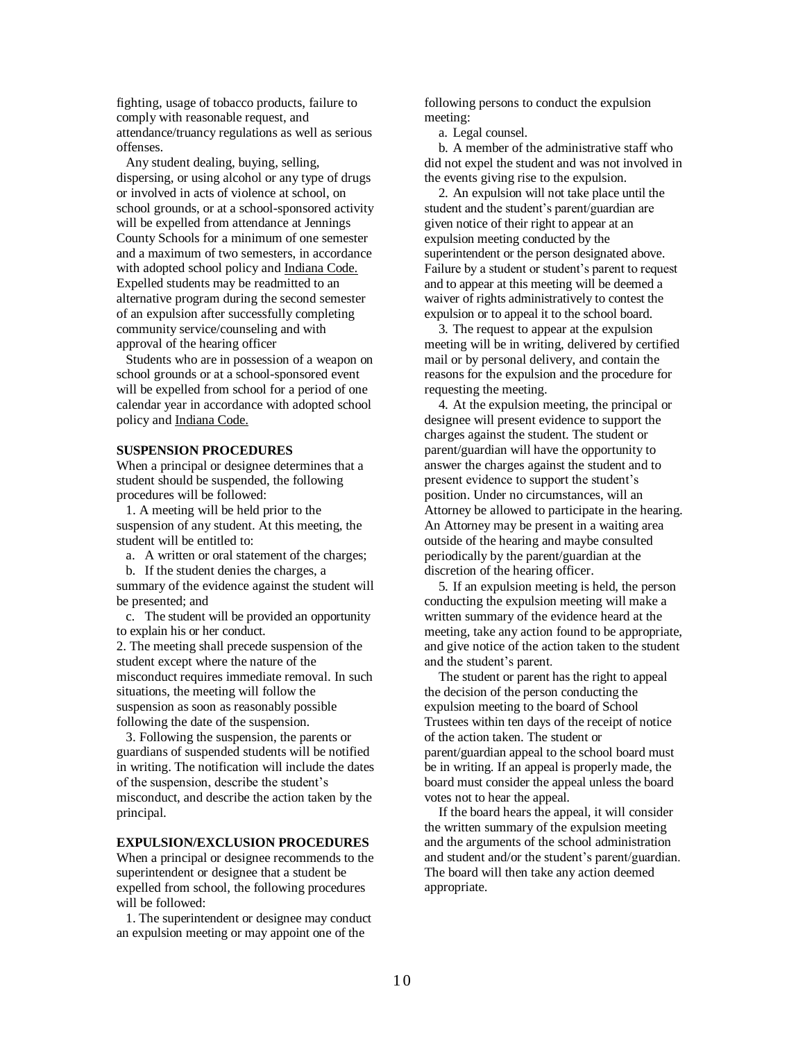fighting, usage of tobacco products, failure to comply with reasonable request, and attendance/truancy regulations as well as serious offenses.

Any student dealing, buying, selling, dispersing, or using alcohol or any type of drugs or involved in acts of violence at school, on school grounds, or at a school-sponsored activity will be expelled from attendance at Jennings County Schools for a minimum of one semester and a maximum of two semesters, in accordance with adopted school policy and Indiana Code. Expelled students may be readmitted to an alternative program during the second semester of an expulsion after successfully completing community service/counseling and with approval of the hearing officer

Students who are in possession of a weapon on school grounds or at a school-sponsored event will be expelled from school for a period of one calendar year in accordance with adopted school policy and Indiana Code.

**SUSPENSION PROCEDURES**

When a principal or designee determines that a student should be suspended, the following procedures will be followed:

1. A meeting will be held prior to the suspension of any student. At this meeting, the student will be entitled to:
   a. A written or oral statement of the charges;
   b. If the student denies the charges, a summary of the evidence against the student will be presented; and
   c. The student will be provided an opportunity to explain his or her conduct.
2. The meeting shall precede suspension of the student except where the nature of the misconduct requires immediate removal. In such situations, the meeting will follow the suspension as soon as reasonably possible following the date of the suspension.
3. Following the suspension, the parents or guardians of suspended students will be notified in writing. The notification will include the dates of the suspension, describe the student's misconduct, and describe the action taken by the principal.

**EXPULSION/EXCLUSION PROCEDURES**

When a principal or designee recommends to the superintendent or designee that a student be expelled from school, the following procedures will be followed:

1. The superintendent or designee may conduct an expulsion meeting or may appoint one of the following persons to conduct the expulsion meeting:
   a. Legal counsel.
   b. A member of the administrative staff who did not expel the student and was not involved in the events giving rise to the expulsion.
2. An expulsion will not take place until the student and the student's parent/guardian are given notice of their right to appear at an expulsion meeting conducted by the superintendent or the person designated above. Failure by a student or student's parent to request and to appear at this meeting will be deemed a waiver of rights administratively to contest the expulsion or to appeal it to the school board.
3. The request to appear at the expulsion meeting will be in writing, delivered by certified mail or by personal delivery, and contain the reasons for the expulsion and the procedure for requesting the meeting.
4. At the expulsion meeting, the principal or designee will present evidence to support the charges against the student. The student or parent/guardian will have the opportunity to answer the charges against the student and to present evidence to support the student's position. Under no circumstances, will an Attorney be allowed to participate in the hearing. An Attorney may be present in a waiting area outside of the hearing and maybe consulted periodically by the parent/guardian at the discretion of the hearing officer.
5. If an expulsion meeting is held, the person conducting the expulsion meeting will make a written summary of the evidence heard at the meeting, take any action found to be appropriate, and give notice of the action taken to the student and the student's parent.

The student or parent has the right to appeal the decision of the person conducting the expulsion meeting to the board of School Trustees within ten days of the receipt of notice of the action taken. The student or parent/guardian appeal to the school board must be in writing. If an appeal is properly made, the board must consider the appeal unless the board votes not to hear the appeal.

If the board hears the appeal, it will consider the written summary of the expulsion meeting and the arguments of the school administration and student and/or the student's parent/guardian. The board will then take any action deemed appropriate.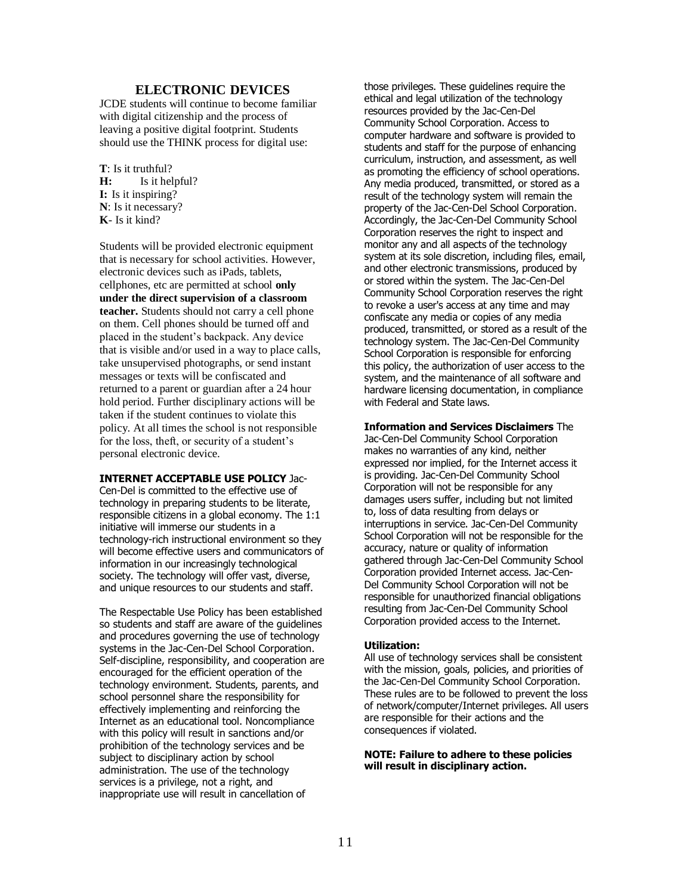## ELECTRONIC DEVICES

JCDE students will continue to become familiar with digital citizenship and the process of leaving a positive digital footprint. Students should use the THINK process for digital use:

**T**: Is it truthful?
**H:** Is it helpful?
**I:** Is it inspiring?
**N**: Is it necessary?
**K**- Is it kind?

Students will be provided electronic equipment that is necessary for school activities. However, electronic devices such as iPads, tablets, cellphones, etc are permitted at school **only under the direct supervision of a classroom teacher.** Students should not carry a cell phone on them. Cell phones should be turned off and placed in the student's backpack. Any device that is visible and/or used in a way to place calls, take unsupervised photographs, or send instant messages or texts will be confiscated and returned to a parent or guardian after a 24 hour hold period. Further disciplinary actions will be taken if the student continues to violate this policy. At all times the school is not responsible for the loss, theft, or security of a student's personal electronic device.

**INTERNET ACCEPTABLE USE POLICY** Jac-Cen-Del is committed to the effective use of technology in preparing students to be literate, responsible citizens in a global economy. The 1:1 initiative will immerse our students in a technology-rich instructional environment so they will become effective users and communicators of information in our increasingly technological society. The technology will offer vast, diverse, and unique resources to our students and staff.

The Respectable Use Policy has been established so students and staff are aware of the guidelines and procedures governing the use of technology systems in the Jac-Cen-Del School Corporation. Self-discipline, responsibility, and cooperation are encouraged for the efficient operation of the technology environment. Students, parents, and school personnel share the responsibility for effectively implementing and reinforcing the Internet as an educational tool. Noncompliance with this policy will result in sanctions and/or prohibition of the technology services and be subject to disciplinary action by school administration. The use of the technology services is a privilege, not a right, and inappropriate use will result in cancellation of those privileges. These guidelines require the ethical and legal utilization of the technology resources provided by the Jac-Cen-Del Community School Corporation. Access to computer hardware and software is provided to students and staff for the purpose of enhancing curriculum, instruction, and assessment, as well as promoting the efficiency of school operations. Any media produced, transmitted, or stored as a result of the technology system will remain the property of the Jac-Cen-Del School Corporation. Accordingly, the Jac-Cen-Del Community School Corporation reserves the right to inspect and monitor any and all aspects of the technology system at its sole discretion, including files, email, and other electronic transmissions, produced by or stored within the system. The Jac-Cen-Del Community School Corporation reserves the right to revoke a user's access at any time and may confiscate any media or copies of any media produced, transmitted, or stored as a result of the technology system. The Jac-Cen-Del Community School Corporation is responsible for enforcing this policy, the authorization of user access to the system, and the maintenance of all software and hardware licensing documentation, in compliance with Federal and State laws.

**Information and Services Disclaimers** The Jac-Cen-Del Community School Corporation makes no warranties of any kind, neither expressed nor implied, for the Internet access it is providing. Jac-Cen-Del Community School Corporation will not be responsible for any damages users suffer, including but not limited to, loss of data resulting from delays or interruptions in service. Jac-Cen-Del Community School Corporation will not be responsible for the accuracy, nature or quality of information gathered through Jac-Cen-Del Community School Corporation provided Internet access. Jac-Cen-Del Community School Corporation will not be responsible for unauthorized financial obligations resulting from Jac-Cen-Del Community School Corporation provided access to the Internet.

**Utilization:**

All use of technology services shall be consistent with the mission, goals, policies, and priorities of the Jac-Cen-Del Community School Corporation. These rules are to be followed to prevent the loss of network/computer/Internet privileges. All users are responsible for their actions and the consequences if violated.

**NOTE: Failure to adhere to these policies will result in disciplinary action.**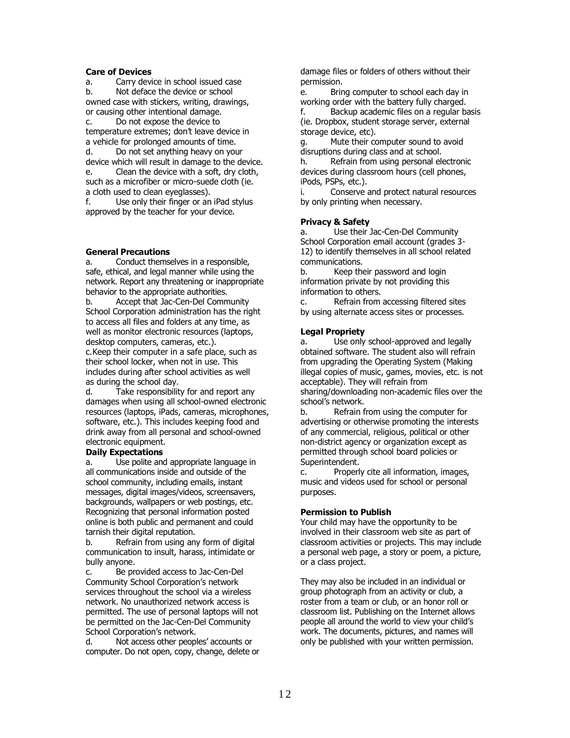**Care of Devices**

a. Carry device in school issued case

b. Not deface the device or school owned case with stickers, writing, drawings, or causing other intentional damage.

c. Do not expose the device to temperature extremes; don't leave device in a vehicle for prolonged amounts of time.

d. Do not set anything heavy on your device which will result in damage to the device.

e. Clean the device with a soft, dry cloth, such as a microfiber or micro-suede cloth (ie. a cloth used to clean eyeglasses).

f. Use only their finger or an iPad stylus approved by the teacher for your device.

**General Precautions**

a. Conduct themselves in a responsible, safe, ethical, and legal manner while using the network. Report any threatening or inappropriate behavior to the appropriate authorities.

b. Accept that Jac-Cen-Del Community School Corporation administration has the right to access all files and folders at any time, as well as monitor electronic resources (laptops, desktop computers, cameras, etc.).

c. Keep their computer in a safe place, such as their school locker, when not in use. This includes during after school activities as well as during the school day.

d. Take responsibility for and report any damages when using all school-owned electronic resources (laptops, iPads, cameras, microphones, software, etc.). This includes keeping food and drink away from all personal and school-owned electronic equipment.

**Daily Expectations**

a. Use polite and appropriate language in all communications inside and outside of the school community, including emails, instant messages, digital images/videos, screensavers, backgrounds, wallpapers or web postings, etc. Recognizing that personal information posted online is both public and permanent and could tarnish their digital reputation.

b. Refrain from using any form of digital communication to insult, harass, intimidate or bully anyone.

c. Be provided access to Jac-Cen-Del Community School Corporation's network services throughout the school via a wireless network. No unauthorized network access is permitted. The use of personal laptops will not be permitted on the Jac-Cen-Del Community School Corporation's network.

d. Not access other peoples' accounts or computer. Do not open, copy, change, delete or damage files or folders of others without their permission.

e. Bring computer to school each day in working order with the battery fully charged.

f. Backup academic files on a regular basis (ie. Dropbox, student storage server, external storage device, etc).

g. Mute their computer sound to avoid disruptions during class and at school.

h. Refrain from using personal electronic devices during classroom hours (cell phones, iPods, PSPs, etc.).

i. Conserve and protect natural resources by only printing when necessary.

**Privacy & Safety**

a. Use their Jac-Cen-Del Community School Corporation email account (grades 3-12) to identify themselves in all school related communications.

b. Keep their password and login information private by not providing this information to others.

c. Refrain from accessing filtered sites by using alternate access sites or processes.

**Legal Propriety**

a. Use only school-approved and legally obtained software. The student also will refrain from upgrading the Operating System (Making illegal copies of music, games, movies, etc. is not acceptable). They will refrain from sharing/downloading non-academic files over the school's network.

b. Refrain from using the computer for advertising or otherwise promoting the interests of any commercial, religious, political or other non-district agency or organization except as permitted through school board policies or Superintendent.

c. Properly cite all information, images, music and videos used for school or personal purposes.

**Permission to Publish**

Your child may have the opportunity to be involved in their classroom web site as part of classroom activities or projects. This may include a personal web page, a story or poem, a picture, or a class project.

They may also be included in an individual or group photograph from an activity or club, a roster from a team or club, or an honor roll or classroom list. Publishing on the Internet allows people all around the world to view your child's work. The documents, pictures, and names will only be published with your written permission.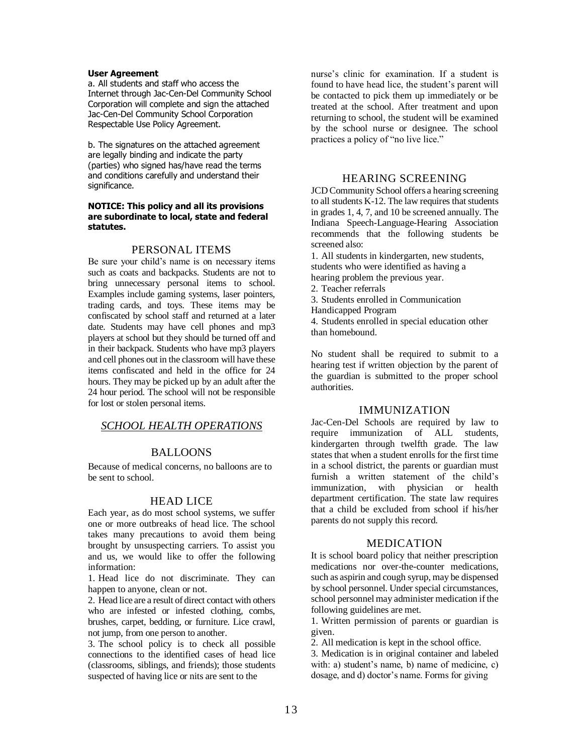**User Agreement**

a. All students and staff who access the Internet through Jac-Cen-Del Community School Corporation will complete and sign the attached Jac-Cen-Del Community School Corporation Respectable Use Policy Agreement.

b. The signatures on the attached agreement are legally binding and indicate the party (parties) who signed has/have read the terms and conditions carefully and understand their significance.

**NOTICE: This policy and all its provisions are subordinate to local, state and federal statutes.**

## PERSONAL ITEMS

Be sure your child's name is on necessary items such as coats and backpacks. Students are not to bring unnecessary personal items to school. Examples include gaming systems, laser pointers, trading cards, and toys. These items may be confiscated by school staff and returned at a later date. Students may have cell phones and mp3 players at school but they should be turned off and in their backpack. Students who have mp3 players and cell phones out in the classroom will have these items confiscated and held in the office for 24 hours. They may be picked up by an adult after the 24 hour period. The school will not be responsible for lost or stolen personal items.

# *SCHOOL HEALTH OPERATIONS*

## BALLOONS

Because of medical concerns, no balloons are to be sent to school.

## HEAD LICE

Each year, as do most school systems, we suffer one or more outbreaks of head lice. The school takes many precautions to avoid them being brought by unsuspecting carriers. To assist you and us, we would like to offer the following information:

1. Head lice do not discriminate. They can happen to anyone, clean or not.
2. Head lice are a result of direct contact with others who are infested or infested clothing, combs, brushes, carpet, bedding, or furniture. Lice crawl, not jump, from one person to another.
3. The school policy is to check all possible connections to the identified cases of head lice (classrooms, siblings, and friends); those students suspected of having lice or nits are sent to the nurse's clinic for examination. If a student is found to have head lice, the student's parent will be contacted to pick them up immediately or be treated at the school. After treatment and upon returning to school, the student will be examined by the school nurse or designee. The school practices a policy of "no live lice."

## HEARING SCREENING

JCD Community School offers a hearing screening to all students K-12. The law requires that students in grades 1, 4, 7, and 10 be screened annually. The Indiana Speech-Language-Hearing Association recommends that the following students be screened also:

1. All students in kindergarten, new students, students who were identified as having a hearing problem the previous year.
2. Teacher referrals
3. Students enrolled in Communication Handicapped Program
4. Students enrolled in special education other than homebound.

No student shall be required to submit to a hearing test if written objection by the parent of the guardian is submitted to the proper school authorities.

## IMMUNIZATION

Jac-Cen-Del Schools are required by law to require immunization of ALL students, kindergarten through twelfth grade. The law states that when a student enrolls for the first time in a school district, the parents or guardian must furnish a written statement of the child's immunization, with physician or health department certification. The state law requires that a child be excluded from school if his/her parents do not supply this record.

## MEDICATION

It is school board policy that neither prescription medications nor over-the-counter medications, such as aspirin and cough syrup, may be dispensed by school personnel. Under special circumstances, school personnel may administer medication if the following guidelines are met.

1. Written permission of parents or guardian is given.
2. All medication is kept in the school office.
3. Medication is in original container and labeled with: a) student's name, b) name of medicine, c) dosage, and d) doctor's name. Forms for giving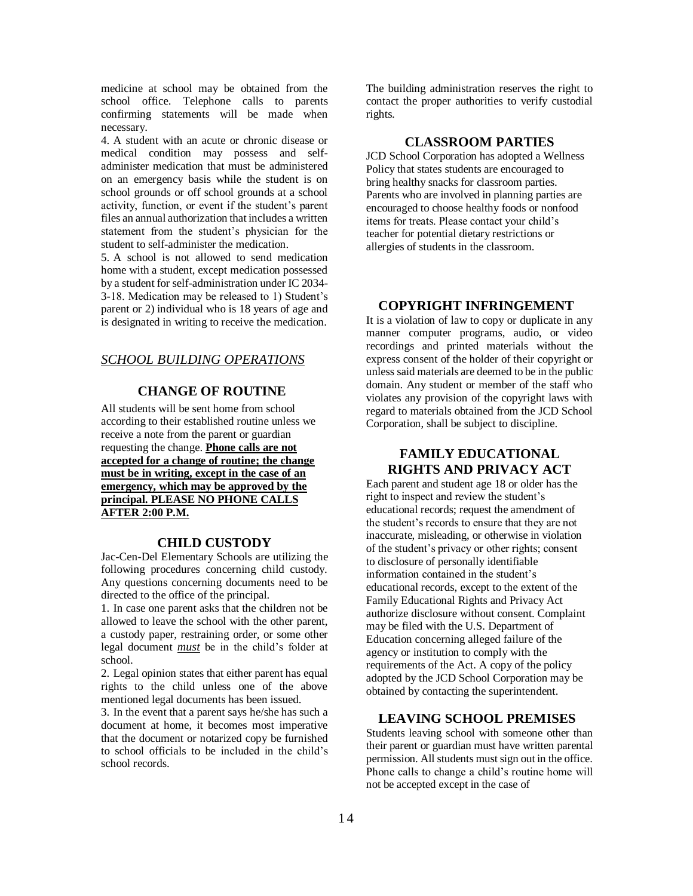medicine at school may be obtained from the school office. Telephone calls to parents confirming statements will be made when necessary.

4. A student with an acute or chronic disease or medical condition may possess and self-administer medication that must be administered on an emergency basis while the student is on school grounds or off school grounds at a school activity, function, or event if the student's parent files an annual authorization that includes a written statement from the student's physician for the student to self-administer the medication.

5. A school is not allowed to send medication home with a student, except medication possessed by a student for self-administration under IC 2034-3-18. Medication may be released to 1) Student's parent or 2) individual who is 18 years of age and is designated in writing to receive the medication.

## *SCHOOL BUILDING OPERATIONS*

### CHANGE OF ROUTINE

All students will be sent home from school according to their established routine unless we receive a note from the parent or guardian requesting the change. **Phone calls are not accepted for a change of routine; the change must be in writing, except in the case of an emergency, which may be approved by the principal. PLEASE NO PHONE CALLS AFTER 2:00 P.M.**

### CHILD CUSTODY

Jac-Cen-Del Elementary Schools are utilizing the following procedures concerning child custody. Any questions concerning documents need to be directed to the office of the principal.

1. In case one parent asks that the children not be allowed to leave the school with the other parent, a custody paper, restraining order, or some other legal document *must* be in the child's folder at school.

2. Legal opinion states that either parent has equal rights to the child unless one of the above mentioned legal documents has been issued.

3. In the event that a parent says he/she has such a document at home, it becomes most imperative that the document or notarized copy be furnished to school officials to be included in the child's school records.

The building administration reserves the right to contact the proper authorities to verify custodial rights.

### CLASSROOM PARTIES

JCD School Corporation has adopted a Wellness Policy that states students are encouraged to bring healthy snacks for classroom parties. Parents who are involved in planning parties are encouraged to choose healthy foods or nonfood items for treats. Please contact your child's teacher for potential dietary restrictions or allergies of students in the classroom.

### COPYRIGHT INFRINGEMENT

It is a violation of law to copy or duplicate in any manner computer programs, audio, or video recordings and printed materials without the express consent of the holder of their copyright or unless said materials are deemed to be in the public domain. Any student or member of the staff who violates any provision of the copyright laws with regard to materials obtained from the JCD School Corporation, shall be subject to discipline.

### FAMILY EDUCATIONAL RIGHTS AND PRIVACY ACT

Each parent and student age 18 or older has the right to inspect and review the student's educational records; request the amendment of the student's records to ensure that they are not inaccurate, misleading, or otherwise in violation of the student's privacy or other rights; consent to disclosure of personally identifiable information contained in the student's educational records, except to the extent of the Family Educational Rights and Privacy Act authorize disclosure without consent. Complaint may be filed with the U.S. Department of Education concerning alleged failure of the agency or institution to comply with the requirements of the Act. A copy of the policy adopted by the JCD School Corporation may be obtained by contacting the superintendent.

### LEAVING SCHOOL PREMISES

Students leaving school with someone other than their parent or guardian must have written parental permission. All students must sign out in the office. Phone calls to change a child's routine home will not be accepted except in the case of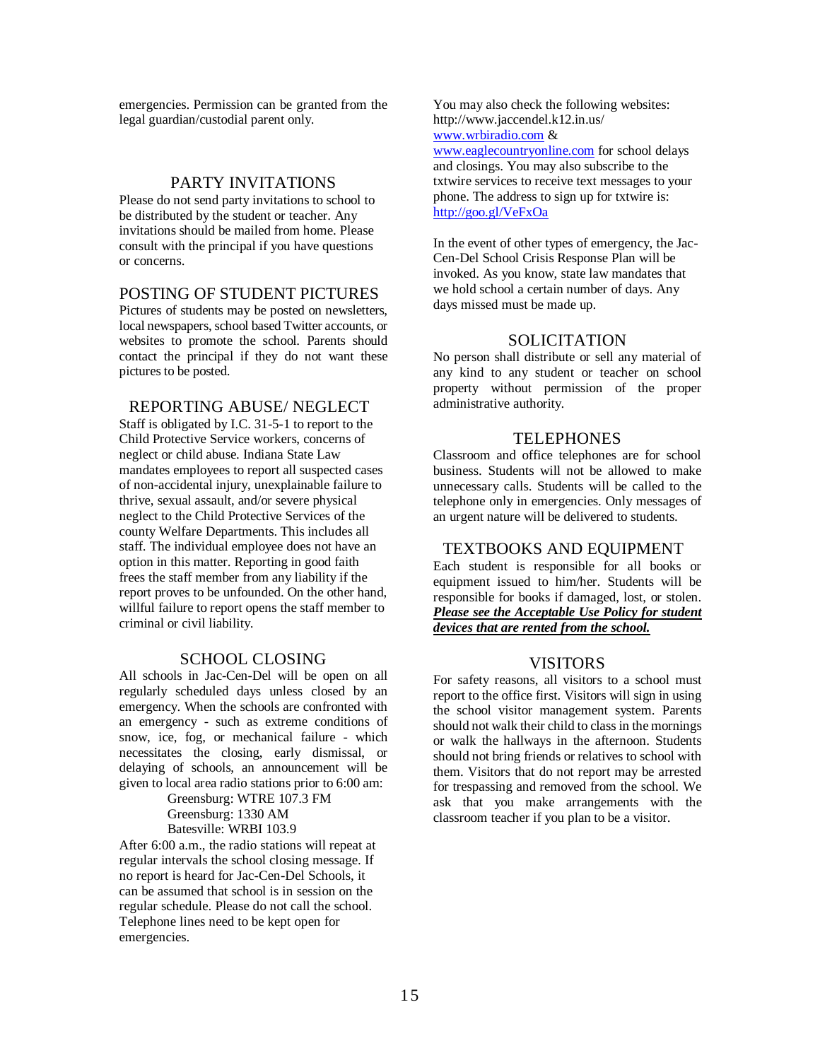emergencies. Permission can be granted from the legal guardian/custodial parent only.

## PARTY INVITATIONS

Please do not send party invitations to school to be distributed by the student or teacher. Any invitations should be mailed from home. Please consult with the principal if you have questions or concerns.

## POSTING OF STUDENT PICTURES

Pictures of students may be posted on newsletters, local newspapers, school based Twitter accounts, or websites to promote the school. Parents should contact the principal if they do not want these pictures to be posted.

## REPORTING ABUSE/ NEGLECT

Staff is obligated by I.C. 31-5-1 to report to the Child Protective Service workers, concerns of neglect or child abuse. Indiana State Law mandates employees to report all suspected cases of non-accidental injury, unexplainable failure to thrive, sexual assault, and/or severe physical neglect to the Child Protective Services of the county Welfare Departments. This includes all staff. The individual employee does not have an option in this matter. Reporting in good faith frees the staff member from any liability if the report proves to be unfounded. On the other hand, willful failure to report opens the staff member to criminal or civil liability.

## SCHOOL CLOSING

All schools in Jac-Cen-Del will be open on all regularly scheduled days unless closed by an emergency. When the schools are confronted with an emergency - such as extreme conditions of snow, ice, fog, or mechanical failure - which necessitates the closing, early dismissal, or delaying of schools, an announcement will be given to local area radio stations prior to 6:00 am:

Greensburg: WTRE 107.3 FM
Greensburg: 1330 AM
Batesville: WRBI 103.9

After 6:00 a.m., the radio stations will repeat at regular intervals the school closing message. If no report is heard for Jac-Cen-Del Schools, it can be assumed that school is in session on the regular schedule. Please do not call the school. Telephone lines need to be kept open for emergencies.

You may also check the following websites: http://www.jaccendel.k12.in.us/ www.wrbiradio.com & www.eaglecountryonline.com for school delays and closings. You may also subscribe to the txtwire services to receive text messages to your phone. The address to sign up for txtwire is: http://goo.gl/VeFxOa

In the event of other types of emergency, the Jac-Cen-Del School Crisis Response Plan will be invoked. As you know, state law mandates that we hold school a certain number of days. Any days missed must be made up.

## SOLICITATION

No person shall distribute or sell any material of any kind to any student or teacher on school property without permission of the proper administrative authority.

## TELEPHONES

Classroom and office telephones are for school business. Students will not be allowed to make unnecessary calls. Students will be called to the telephone only in emergencies. Only messages of an urgent nature will be delivered to students.

## TEXTBOOKS AND EQUIPMENT

Each student is responsible for all books or equipment issued to him/her. Students will be responsible for books if damaged, lost, or stolen. ***Please see the Acceptable Use Policy for student devices that are rented from the school.***

## VISITORS

For safety reasons, all visitors to a school must report to the office first. Visitors will sign in using the school visitor management system. Parents should not walk their child to class in the mornings or walk the hallways in the afternoon. Students should not bring friends or relatives to school with them. Visitors that do not report may be arrested for trespassing and removed from the school. We ask that you make arrangements with the classroom teacher if you plan to be a visitor.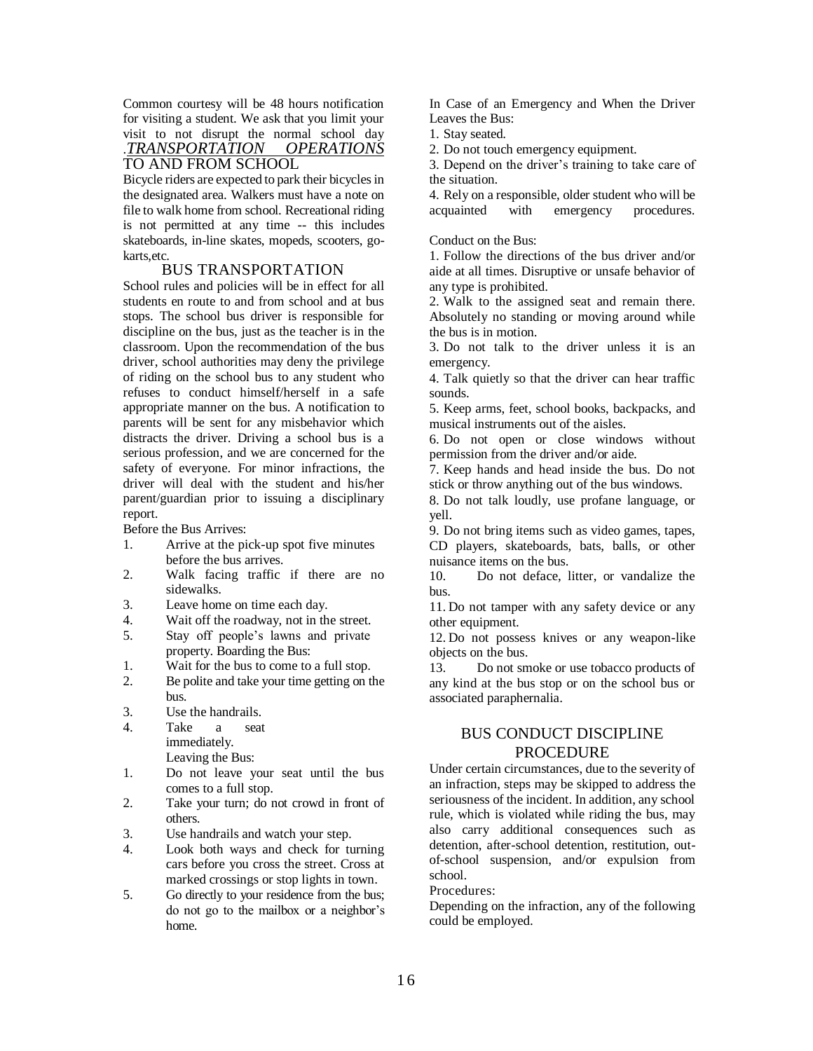Common courtesy will be 48 hours notification for visiting a student. We ask that you limit your visit to not disrupt the normal school day.

## *TRANSPORTATION OPERATIONS*

TO AND FROM SCHOOL

Bicycle riders are expected to park their bicycles in the designated area. Walkers must have a note on file to walk home from school. Recreational riding is not permitted at any time -- this includes skateboards, in-line skates, mopeds, scooters, go-karts,etc.

## BUS TRANSPORTATION

School rules and policies will be in effect for all students en route to and from school and at bus stops. The school bus driver is responsible for discipline on the bus, just as the teacher is in the classroom. Upon the recommendation of the bus driver, school authorities may deny the privilege of riding on the school bus to any student who refuses to conduct himself/herself in a safe appropriate manner on the bus. A notification to parents will be sent for any misbehavior which distracts the driver. Driving a school bus is a serious profession, and we are concerned for the safety of everyone. For minor infractions, the driver will deal with the student and his/her parent/guardian prior to issuing a disciplinary report.

Before the Bus Arrives:

1. Arrive at the pick-up spot five minutes before the bus arrives.
2. Walk facing traffic if there are no sidewalks.
3. Leave home on time each day.
4. Wait off the roadway, not in the street.
5. Stay off people's lawns and private property. Boarding the Bus:

1. Wait for the bus to come to a full stop.
2. Be polite and take your time getting on the bus.
3. Use the handrails.
4. Take a seat immediately.

Leaving the Bus:

1. Do not leave your seat until the bus comes to a full stop.
2. Take your turn; do not crowd in front of others.
3. Use handrails and watch your step.
4. Look both ways and check for turning cars before you cross the street. Cross at marked crossings or stop lights in town.
5. Go directly to your residence from the bus; do not go to the mailbox or a neighbor's home.

In Case of an Emergency and When the Driver Leaves the Bus:

1. Stay seated.
2. Do not touch emergency equipment.
3. Depend on the driver's training to take care of the situation.
4. Rely on a responsible, older student who will be acquainted with emergency procedures.

Conduct on the Bus:

1. Follow the directions of the bus driver and/or aide at all times. Disruptive or unsafe behavior of any type is prohibited.
2. Walk to the assigned seat and remain there. Absolutely no standing or moving around while the bus is in motion.
3. Do not talk to the driver unless it is an emergency.
4. Talk quietly so that the driver can hear traffic sounds.
5. Keep arms, feet, school books, backpacks, and musical instruments out of the aisles.
6. Do not open or close windows without permission from the driver and/or aide.
7. Keep hands and head inside the bus. Do not stick or throw anything out of the bus windows.
8. Do not talk loudly, use profane language, or yell.
9. Do not bring items such as video games, tapes, CD players, skateboards, bats, balls, or other nuisance items on the bus.
10. Do not deface, litter, or vandalize the bus.
11. Do not tamper with any safety device or any other equipment.
12. Do not possess knives or any weapon-like objects on the bus.
13. Do not smoke or use tobacco products of any kind at the bus stop or on the school bus or associated paraphernalia.

## BUS CONDUCT DISCIPLINE PROCEDURE

Under certain circumstances, due to the severity of an infraction, steps may be skipped to address the seriousness of the incident. In addition, any school rule, which is violated while riding the bus, may also carry additional consequences such as detention, after-school detention, restitution, out-of-school suspension, and/or expulsion from school.

Procedures:

Depending on the infraction, any of the following could be employed.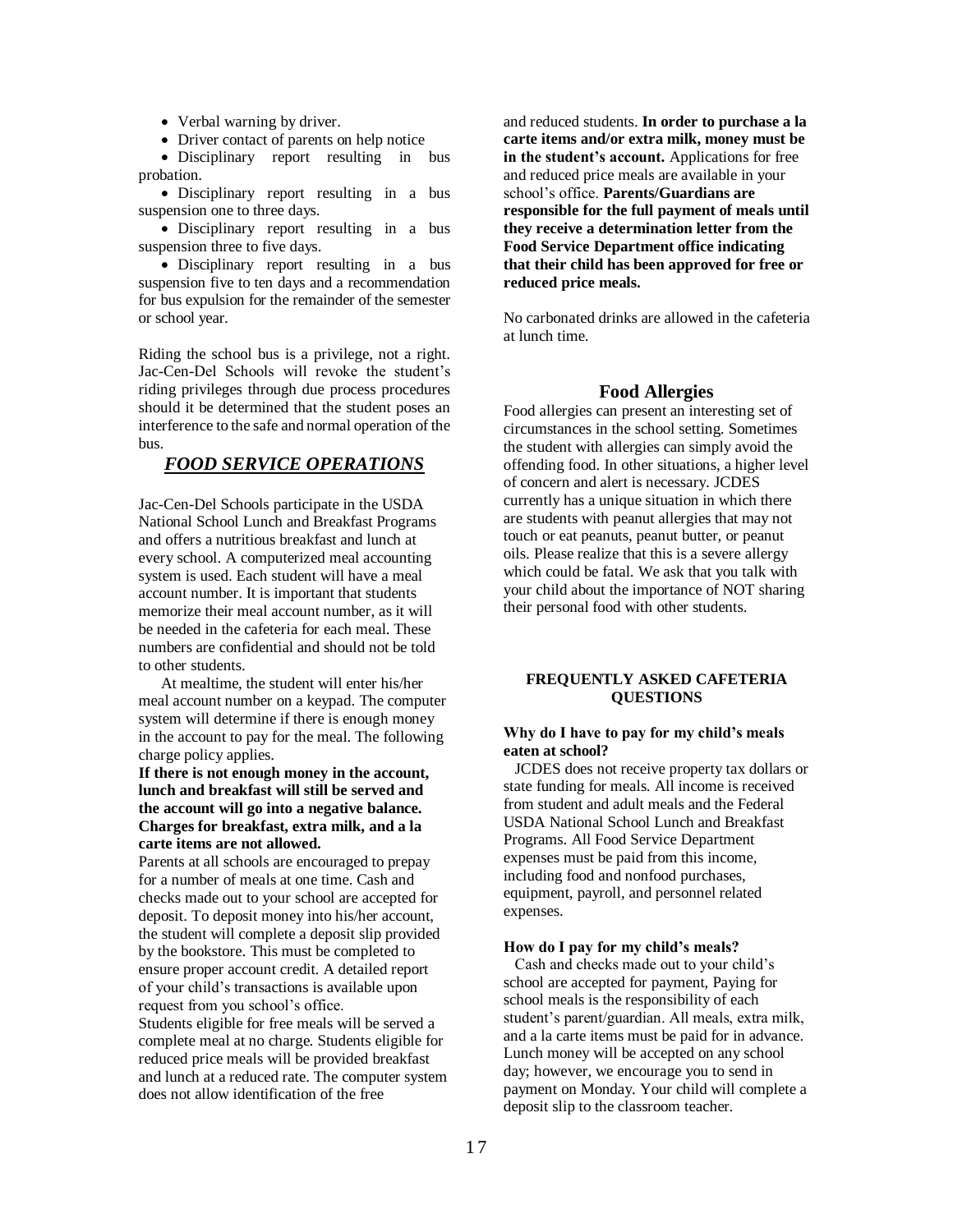- Verbal warning by driver.
- Driver contact of parents on help notice
- Disciplinary report resulting in bus probation.
- Disciplinary report resulting in a bus suspension one to three days.
- Disciplinary report resulting in a bus suspension three to five days.
- Disciplinary report resulting in a bus suspension five to ten days and a recommendation for bus expulsion for the remainder of the semester or school year.

Riding the school bus is a privilege, not a right. Jac-Cen-Del Schools will revoke the student's riding privileges through due process procedures should it be determined that the student poses an interference to the safe and normal operation of the bus.

## ***FOOD SERVICE OPERATIONS***

Jac-Cen-Del Schools participate in the USDA National School Lunch and Breakfast Programs and offers a nutritious breakfast and lunch at every school. A computerized meal accounting system is used. Each student will have a meal account number. It is important that students memorize their meal account number, as it will be needed in the cafeteria for each meal. These numbers are confidential and should not be told to other students.

At mealtime, the student will enter his/her meal account number on a keypad. The computer system will determine if there is enough money in the account to pay for the meal. The following charge policy applies.

**If there is not enough money in the account, lunch and breakfast will still be served and the account will go into a negative balance. Charges for breakfast, extra milk, and a la carte items are not allowed.**

Parents at all schools are encouraged to prepay for a number of meals at one time. Cash and checks made out to your school are accepted for deposit. To deposit money into his/her account, the student will complete a deposit slip provided by the bookstore. This must be completed to ensure proper account credit. A detailed report of your child's transactions is available upon request from you school's office.

Students eligible for free meals will be served a complete meal at no charge. Students eligible for reduced price meals will be provided breakfast and lunch at a reduced rate. The computer system does not allow identification of the free and reduced students. **In order to purchase a la carte items and/or extra milk, money must be in the student's account.** Applications for free and reduced price meals are available in your school's office. **Parents/Guardians are responsible for the full payment of meals until they receive a determination letter from the Food Service Department office indicating that their child has been approved for free or reduced price meals.**

No carbonated drinks are allowed in the cafeteria at lunch time.

## Food Allergies

Food allergies can present an interesting set of circumstances in the school setting. Sometimes the student with allergies can simply avoid the offending food. In other situations, a higher level of concern and alert is necessary. JCDES currently has a unique situation in which there are students with peanut allergies that may not touch or eat peanuts, peanut butter, or peanut oils. Please realize that this is a severe allergy which could be fatal. We ask that you talk with your child about the importance of NOT sharing their personal food with other students.

### FREQUENTLY ASKED CAFETERIA QUESTIONS

**Why do I have to pay for my child's meals eaten at school?**

JCDES does not receive property tax dollars or state funding for meals. All income is received from student and adult meals and the Federal USDA National School Lunch and Breakfast Programs. All Food Service Department expenses must be paid from this income, including food and nonfood purchases, equipment, payroll, and personnel related expenses.

**How do I pay for my child's meals?**

Cash and checks made out to your child's school are accepted for payment, Paying for school meals is the responsibility of each student's parent/guardian. All meals, extra milk, and a la carte items must be paid for in advance. Lunch money will be accepted on any school day; however, we encourage you to send in payment on Monday. Your child will complete a deposit slip to the classroom teacher.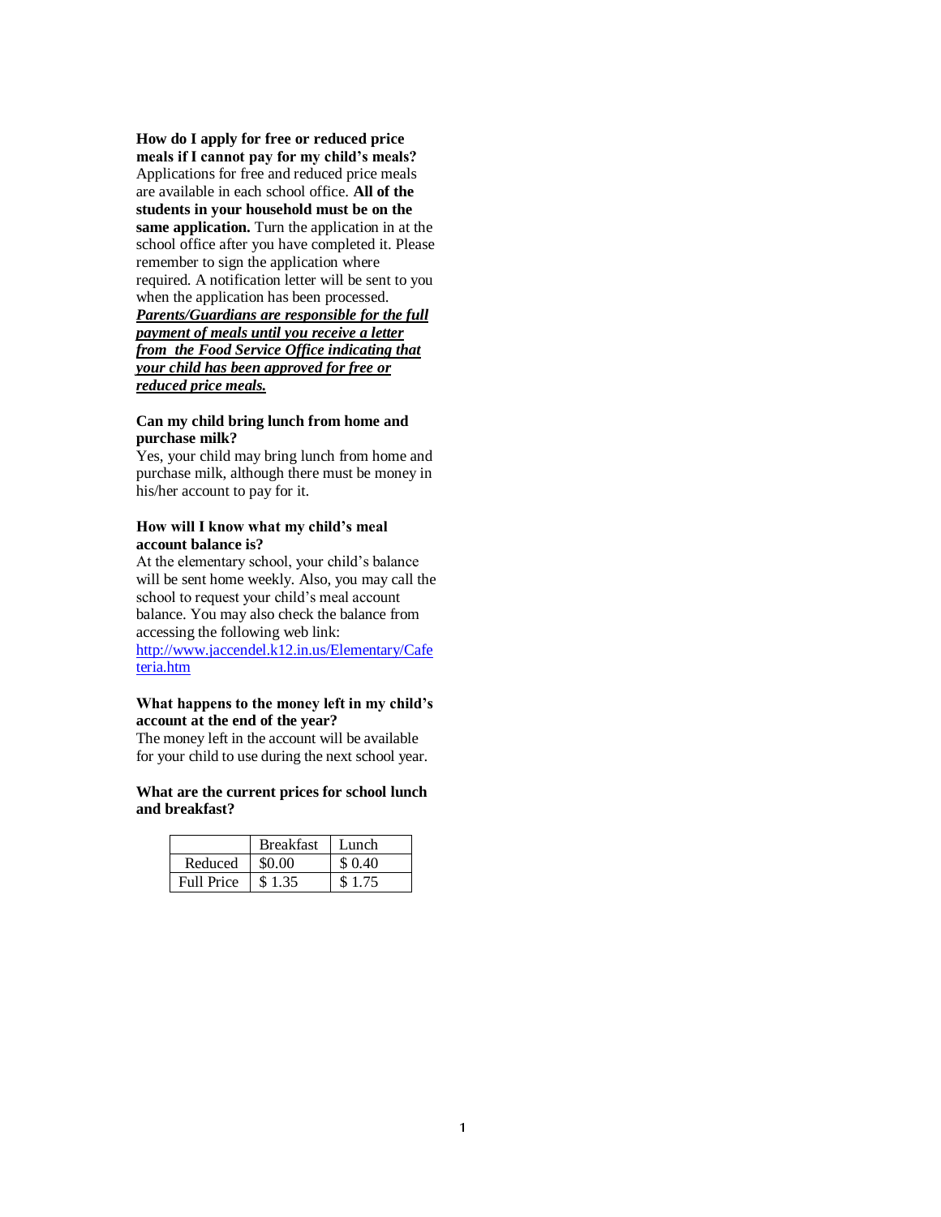**How do I apply for free or reduced price meals if I cannot pay for my child's meals?**

Applications for free and reduced price meals are available in each school office. **All of the students in your household must be on the same application.** Turn the application in at the school office after you have completed it. Please remember to sign the application where required. A notification letter will be sent to you when the application has been processed. ***Parents/Guardians are responsible for the full payment of meals until you receive a letter from the Food Service Office indicating that your child has been approved for free or reduced price meals.***

**Can my child bring lunch from home and purchase milk?**

Yes, your child may bring lunch from home and purchase milk, although there must be money in his/her account to pay for it.

**How will I know what my child's meal account balance is?**

At the elementary school, your child's balance will be sent home weekly. Also, you may call the school to request your child's meal account balance. You may also check the balance from accessing the following web link: http://www.jaccendel.k12.in.us/Elementary/Cafeteria.htm

**What happens to the money left in my child's account at the end of the year?**

The money left in the account will be available for your child to use during the next school year.

**What are the current prices for school lunch and breakfast?**

| | Breakfast | Lunch |
|---|---|---|
| Reduced | $0.00 | $ 0.40 |
| Full Price | $ 1.35 | $ 1.75 |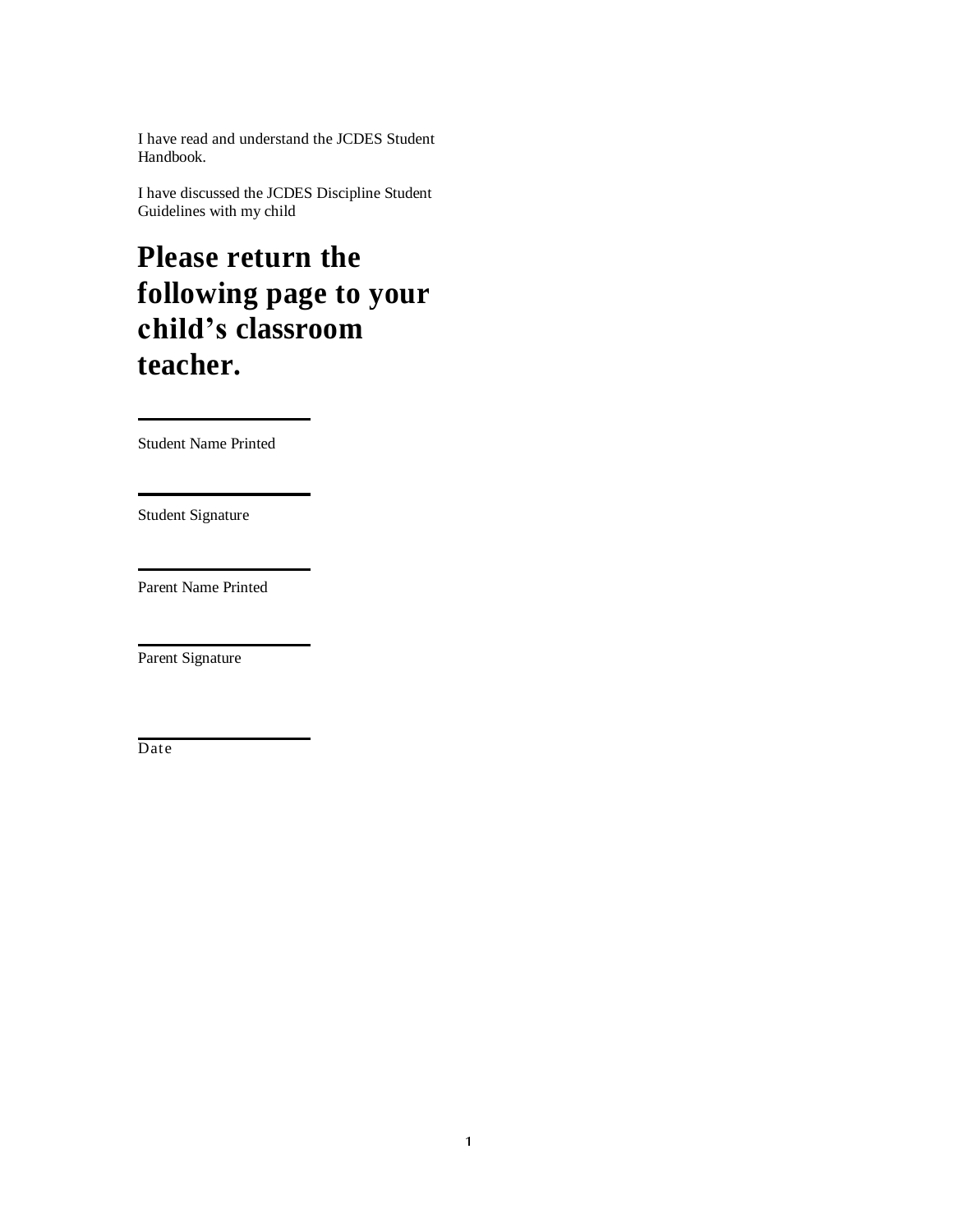I have read and understand the JCDES Student Handbook.

I have discussed the JCDES Discipline Student Guidelines with my child

# Please return the following page to your child’s classroom teacher.

______________________

Student Name Printed

______________________

Student Signature

______________________

Parent Name Printed

______________________

Parent Signature

______________________

Date